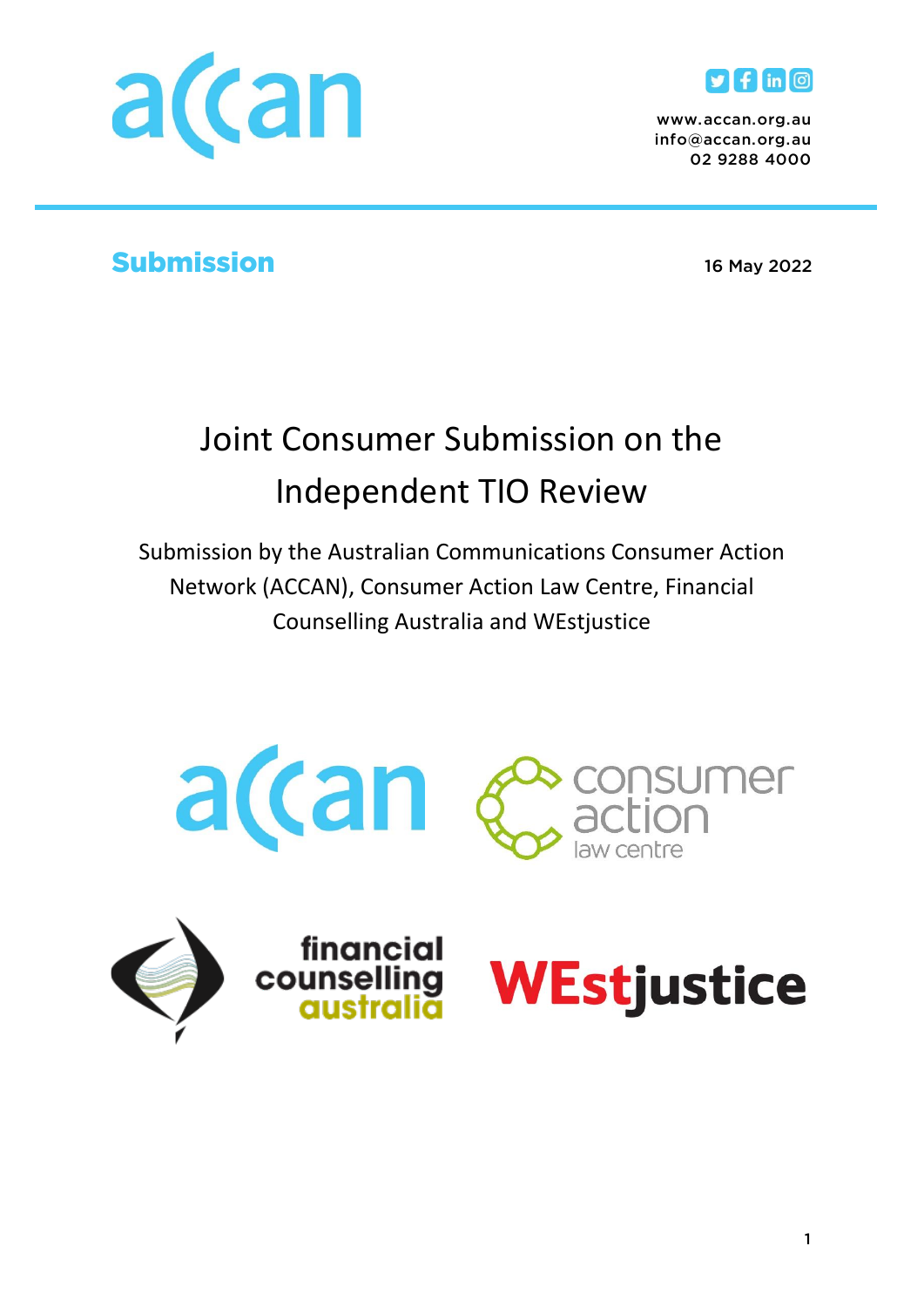www.accan.org.au
info@accan.org.au
02 9288 4000

**Submission**

16 May 2022

# Joint Consumer Submission on the Independent TIO Review

Submission by the Australian Communications Consumer Action Network (ACCAN), Consumer Action Law Centre, Financial Counselling Australia and WEstjustice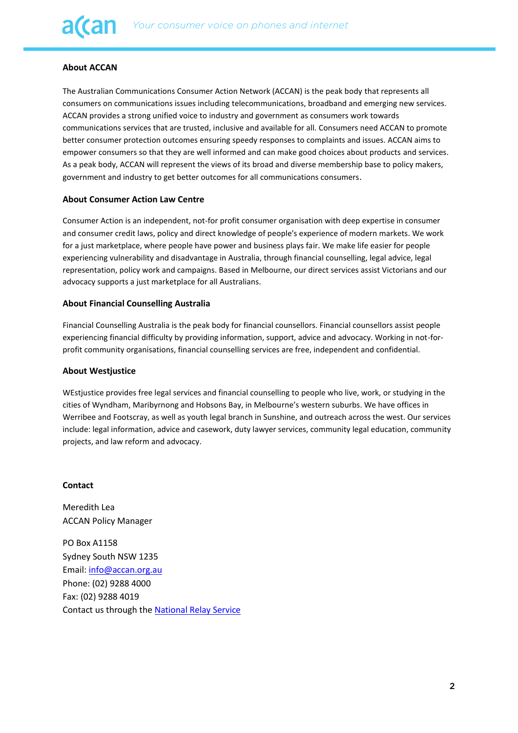### About ACCAN

The Australian Communications Consumer Action Network (ACCAN) is the peak body that represents all consumers on communications issues including telecommunications, broadband and emerging new services. ACCAN provides a strong unified voice to industry and government as consumers work towards communications services that are trusted, inclusive and available for all. Consumers need ACCAN to promote better consumer protection outcomes ensuring speedy responses to complaints and issues. ACCAN aims to empower consumers so that they are well informed and can make good choices about products and services. As a peak body, ACCAN will represent the views of its broad and diverse membership base to policy makers, government and industry to get better outcomes for all communications consumers.

### About Consumer Action Law Centre

Consumer Action is an independent, not-for profit consumer organisation with deep expertise in consumer and consumer credit laws, policy and direct knowledge of people's experience of modern markets. We work for a just marketplace, where people have power and business plays fair. We make life easier for people experiencing vulnerability and disadvantage in Australia, through financial counselling, legal advice, legal representation, policy work and campaigns. Based in Melbourne, our direct services assist Victorians and our advocacy supports a just marketplace for all Australians.

### About Financial Counselling Australia

Financial Counselling Australia is the peak body for financial counsellors. Financial counsellors assist people experiencing financial difficulty by providing information, support, advice and advocacy. Working in not-for-profit community organisations, financial counselling services are free, independent and confidential.

### About Westjustice

WEstjustice provides free legal services and financial counselling to people who live, work, or studying in the cities of Wyndham, Maribyrnong and Hobsons Bay, in Melbourne's western suburbs. We have offices in Werribee and Footscray, as well as youth legal branch in Sunshine, and outreach across the west. Our services include: legal information, advice and casework, duty lawyer services, community legal education, community projects, and law reform and advocacy.

### Contact

Meredith Lea
ACCAN Policy Manager

PO Box A1158
Sydney South NSW 1235
Email: info@accan.org.au
Phone: (02) 9288 4000
Fax: (02) 9288 4019
Contact us through the National Relay Service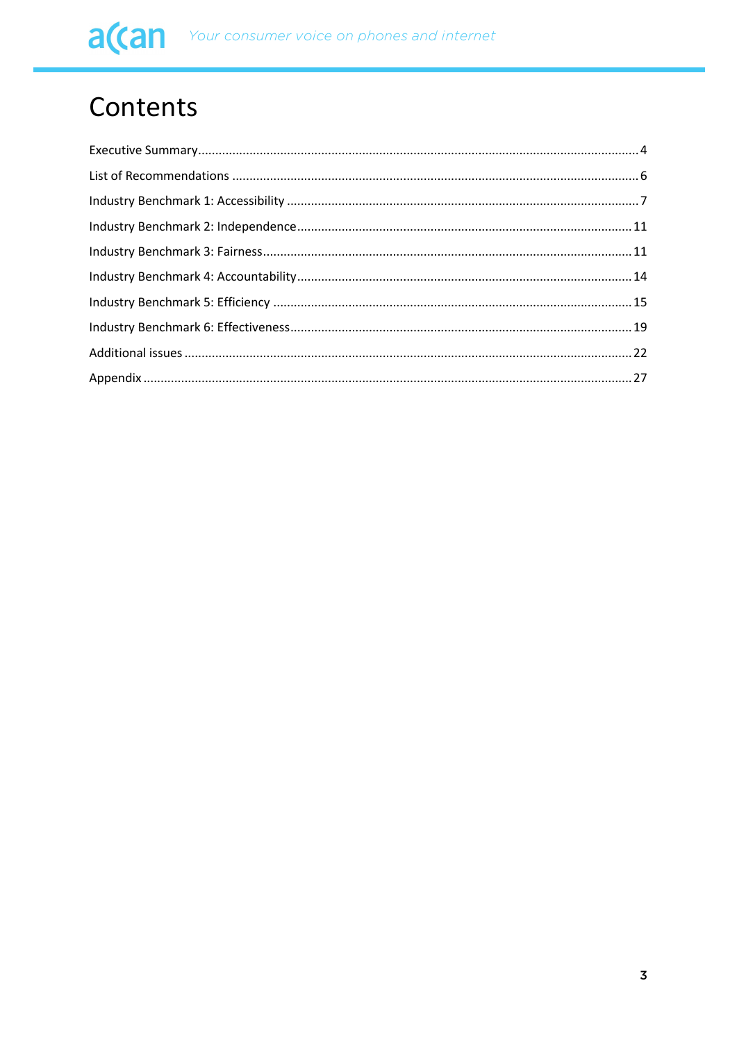# Contents

Executive Summary........................................................................................................................4

List of Recommendations ................................................................................................................6

Industry Benchmark 1: Accessibility .................................................................................................7

Industry Benchmark 2: Independence............................................................................................11

Industry Benchmark 3: Fairness......................................................................................................11

Industry Benchmark 4: Accountability............................................................................................14

Industry Benchmark 5: Efficiency ...................................................................................................15

Industry Benchmark 6: Effectiveness...............................................................................................19

Additional issues ............................................................................................................................22

Appendix .......................................................................................................................................27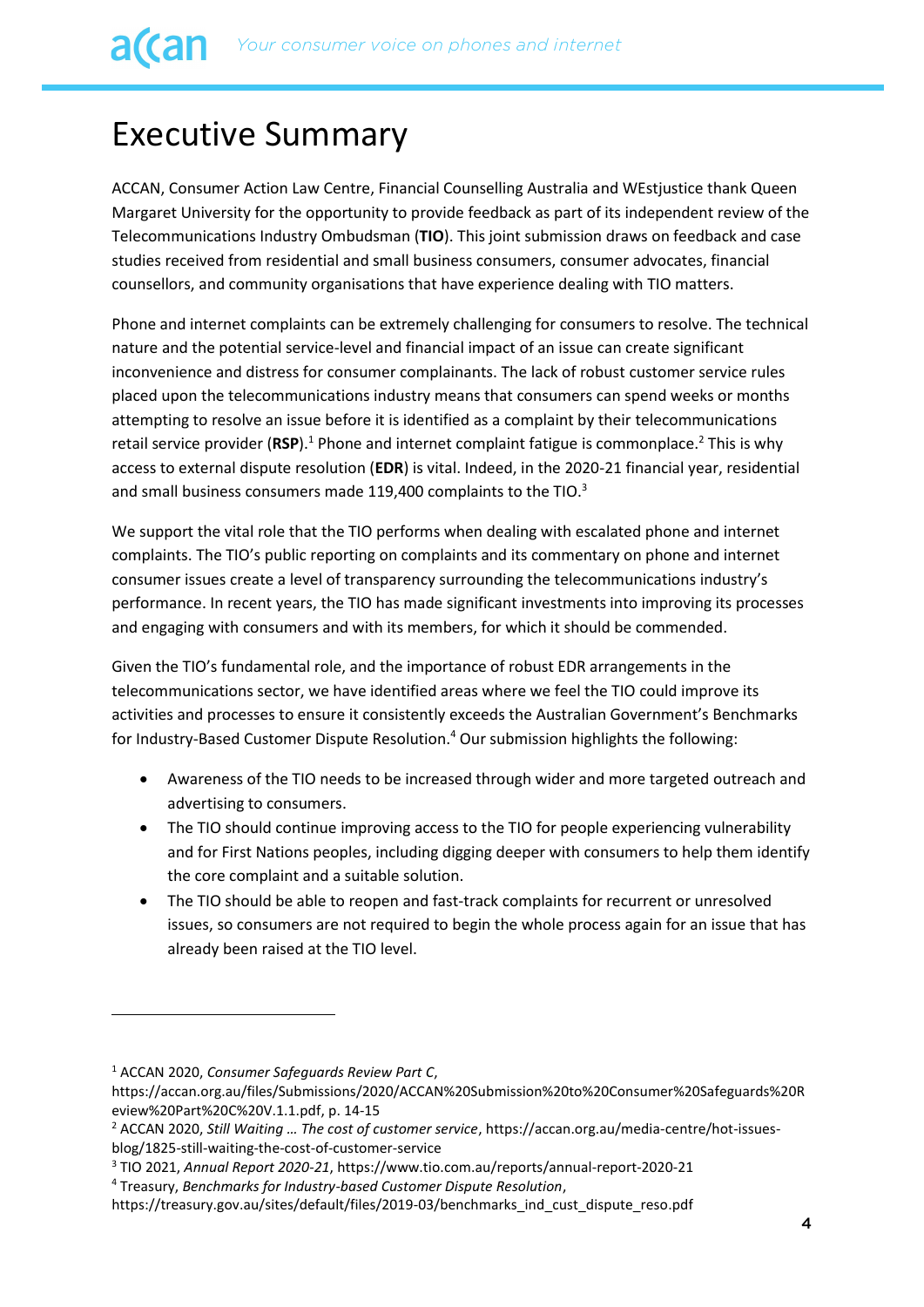# Executive Summary

ACCAN, Consumer Action Law Centre, Financial Counselling Australia and WEstjustice thank Queen Margaret University for the opportunity to provide feedback as part of its independent review of the Telecommunications Industry Ombudsman (**TIO**). This joint submission draws on feedback and case studies received from residential and small business consumers, consumer advocates, financial counsellors, and community organisations that have experience dealing with TIO matters.

Phone and internet complaints can be extremely challenging for consumers to resolve. The technical nature and the potential service-level and financial impact of an issue can create significant inconvenience and distress for consumer complainants. The lack of robust customer service rules placed upon the telecommunications industry means that consumers can spend weeks or months attempting to resolve an issue before it is identified as a complaint by their telecommunications retail service provider (**RSP**).[1] Phone and internet complaint fatigue is commonplace.[2] This is why access to external dispute resolution (**EDR**) is vital. Indeed, in the 2020-21 financial year, residential and small business consumers made 119,400 complaints to the TIO.[3]

We support the vital role that the TIO performs when dealing with escalated phone and internet complaints. The TIO's public reporting on complaints and its commentary on phone and internet consumer issues create a level of transparency surrounding the telecommunications industry's performance. In recent years, the TIO has made significant investments into improving its processes and engaging with consumers and with its members, for which it should be commended.

Given the TIO's fundamental role, and the importance of robust EDR arrangements in the telecommunications sector, we have identified areas where we feel the TIO could improve its activities and processes to ensure it consistently exceeds the Australian Government's Benchmarks for Industry-Based Customer Dispute Resolution.[4] Our submission highlights the following:

- Awareness of the TIO needs to be increased through wider and more targeted outreach and advertising to consumers.
- The TIO should continue improving access to the TIO for people experiencing vulnerability and for First Nations peoples, including digging deeper with consumers to help them identify the core complaint and a suitable solution.
- The TIO should be able to reopen and fast-track complaints for recurrent or unresolved issues, so consumers are not required to begin the whole process again for an issue that has already been raised at the TIO level.

---

[1] ACCAN 2020, *Consumer Safeguards Review Part C*, https://accan.org.au/files/Submissions/2020/ACCAN%20Submission%20to%20Consumer%20Safeguards%20Review%20Part%20C%20V.1.1.pdf, p. 14-15

[2] ACCAN 2020, *Still Waiting … The cost of customer service*, https://accan.org.au/media-centre/hot-issues-blog/1825-still-waiting-the-cost-of-customer-service

[3] TIO 2021, *Annual Report 2020-21*, https://www.tio.com.au/reports/annual-report-2020-21

[4] Treasury, *Benchmarks for Industry-based Customer Dispute Resolution*, https://treasury.gov.au/sites/default/files/2019-03/benchmarks_ind_cust_dispute_reso.pdf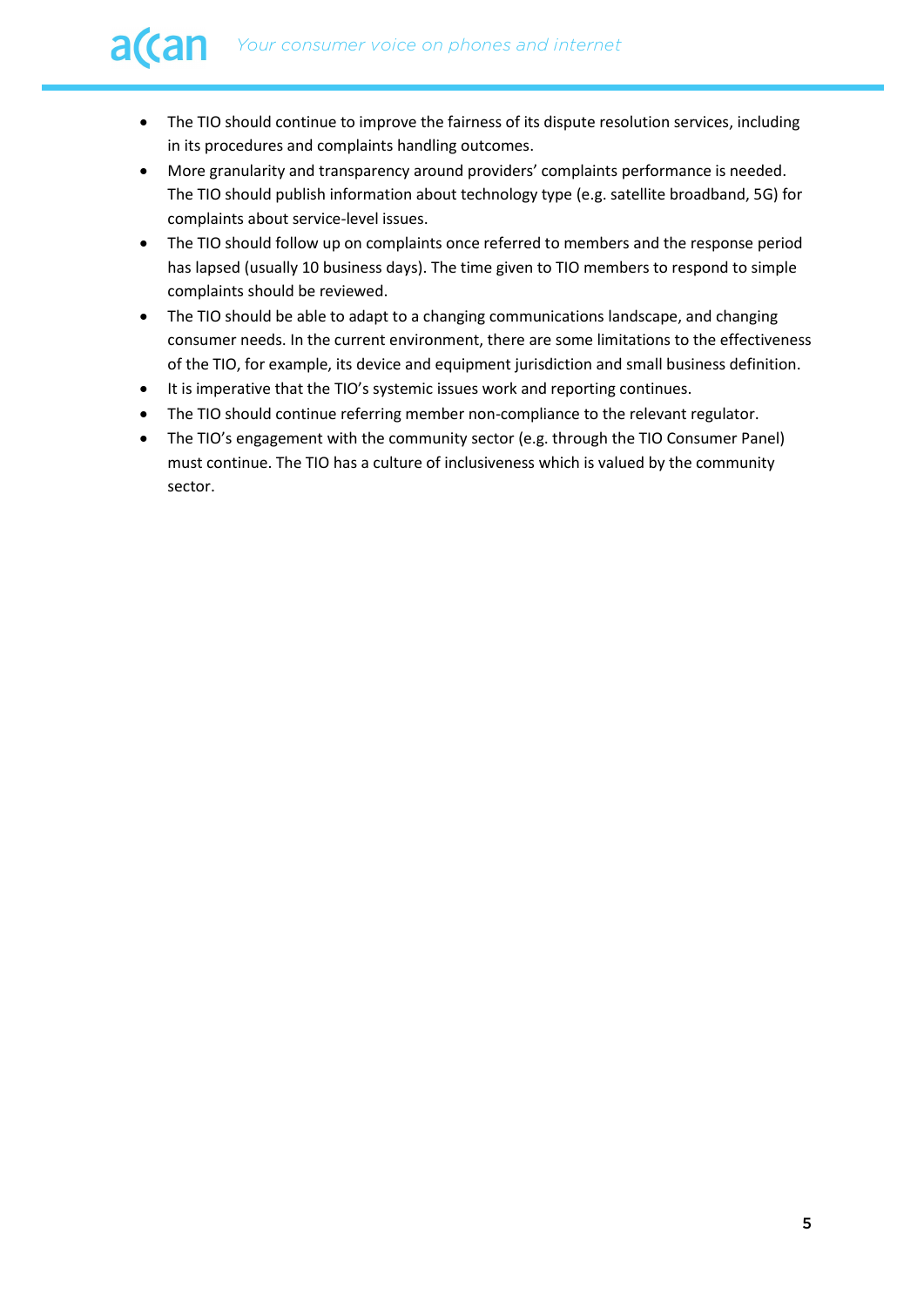- The TIO should continue to improve the fairness of its dispute resolution services, including in its procedures and complaints handling outcomes.
- More granularity and transparency around providers' complaints performance is needed. The TIO should publish information about technology type (e.g. satellite broadband, 5G) for complaints about service-level issues.
- The TIO should follow up on complaints once referred to members and the response period has lapsed (usually 10 business days). The time given to TIO members to respond to simple complaints should be reviewed.
- The TIO should be able to adapt to a changing communications landscape, and changing consumer needs. In the current environment, there are some limitations to the effectiveness of the TIO, for example, its device and equipment jurisdiction and small business definition.
- It is imperative that the TIO's systemic issues work and reporting continues.
- The TIO should continue referring member non-compliance to the relevant regulator.
- The TIO's engagement with the community sector (e.g. through the TIO Consumer Panel) must continue. The TIO has a culture of inclusiveness which is valued by the community sector.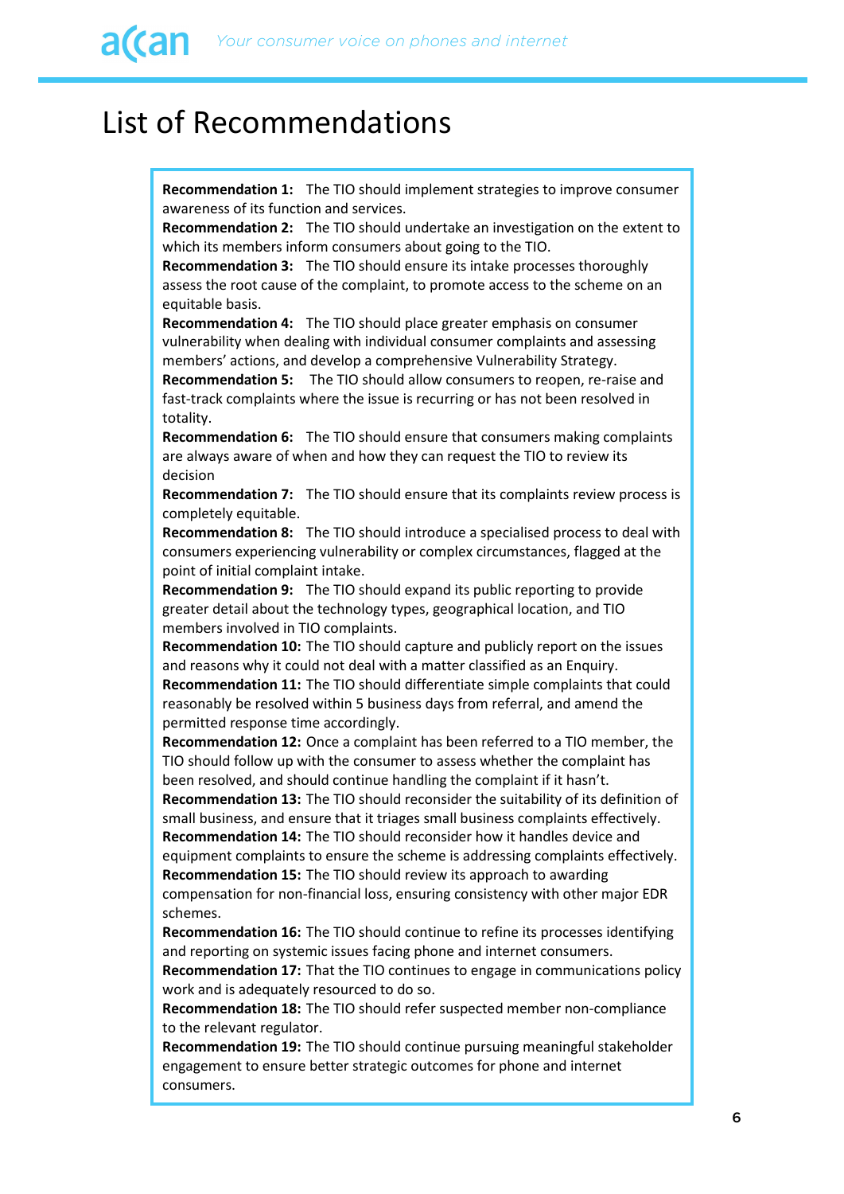# List of Recommendations

**Recommendation 1:** The TIO should implement strategies to improve consumer awareness of its function and services.

**Recommendation 2:** The TIO should undertake an investigation on the extent to which its members inform consumers about going to the TIO.

**Recommendation 3:** The TIO should ensure its intake processes thoroughly assess the root cause of the complaint, to promote access to the scheme on an equitable basis.

**Recommendation 4:** The TIO should place greater emphasis on consumer vulnerability when dealing with individual consumer complaints and assessing members' actions, and develop a comprehensive Vulnerability Strategy.

**Recommendation 5:** The TIO should allow consumers to reopen, re-raise and fast-track complaints where the issue is recurring or has not been resolved in totality.

**Recommendation 6:** The TIO should ensure that consumers making complaints are always aware of when and how they can request the TIO to review its decision

**Recommendation 7:** The TIO should ensure that its complaints review process is completely equitable.

**Recommendation 8:** The TIO should introduce a specialised process to deal with consumers experiencing vulnerability or complex circumstances, flagged at the point of initial complaint intake.

**Recommendation 9:** The TIO should expand its public reporting to provide greater detail about the technology types, geographical location, and TIO members involved in TIO complaints.

**Recommendation 10:** The TIO should capture and publicly report on the issues and reasons why it could not deal with a matter classified as an Enquiry.

**Recommendation 11:** The TIO should differentiate simple complaints that could reasonably be resolved within 5 business days from referral, and amend the permitted response time accordingly.

**Recommendation 12:** Once a complaint has been referred to a TIO member, the TIO should follow up with the consumer to assess whether the complaint has been resolved, and should continue handling the complaint if it hasn't.

**Recommendation 13:** The TIO should reconsider the suitability of its definition of small business, and ensure that it triages small business complaints effectively.

**Recommendation 14:** The TIO should reconsider how it handles device and equipment complaints to ensure the scheme is addressing complaints effectively.

**Recommendation 15:** The TIO should review its approach to awarding compensation for non-financial loss, ensuring consistency with other major EDR schemes.

**Recommendation 16:** The TIO should continue to refine its processes identifying and reporting on systemic issues facing phone and internet consumers.

**Recommendation 17:** That the TIO continues to engage in communications policy work and is adequately resourced to do so.

**Recommendation 18:** The TIO should refer suspected member non-compliance to the relevant regulator.

**Recommendation 19:** The TIO should continue pursuing meaningful stakeholder engagement to ensure better strategic outcomes for phone and internet consumers.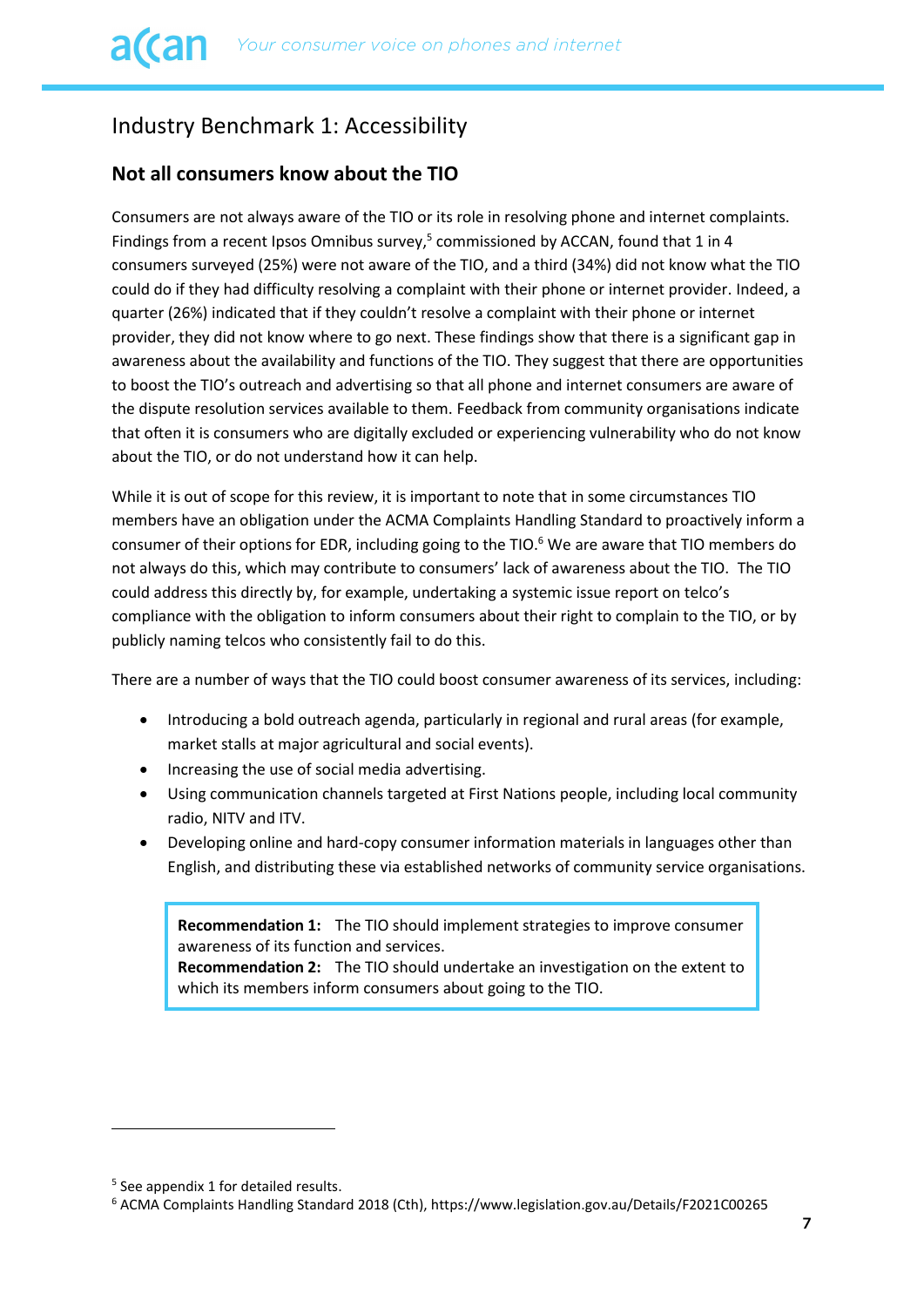## Industry Benchmark 1: Accessibility

### Not all consumers know about the TIO

Consumers are not always aware of the TIO or its role in resolving phone and internet complaints. Findings from a recent Ipsos Omnibus survey,[5] commissioned by ACCAN, found that 1 in 4 consumers surveyed (25%) were not aware of the TIO, and a third (34%) did not know what the TIO could do if they had difficulty resolving a complaint with their phone or internet provider. Indeed, a quarter (26%) indicated that if they couldn't resolve a complaint with their phone or internet provider, they did not know where to go next. These findings show that there is a significant gap in awareness about the availability and functions of the TIO. They suggest that there are opportunities to boost the TIO's outreach and advertising so that all phone and internet consumers are aware of the dispute resolution services available to them. Feedback from community organisations indicate that often it is consumers who are digitally excluded or experiencing vulnerability who do not know about the TIO, or do not understand how it can help.

While it is out of scope for this review, it is important to note that in some circumstances TIO members have an obligation under the ACMA Complaints Handling Standard to proactively inform a consumer of their options for EDR, including going to the TIO.[6] We are aware that TIO members do not always do this, which may contribute to consumers' lack of awareness about the TIO. The TIO could address this directly by, for example, undertaking a systemic issue report on telco's compliance with the obligation to inform consumers about their right to complain to the TIO, or by publicly naming telcos who consistently fail to do this.

There are a number of ways that the TIO could boost consumer awareness of its services, including:

- Introducing a bold outreach agenda, particularly in regional and rural areas (for example, market stalls at major agricultural and social events).
- Increasing the use of social media advertising.
- Using communication channels targeted at First Nations people, including local community radio, NITV and ITV.
- Developing online and hard-copy consumer information materials in languages other than English, and distributing these via established networks of community service organisations.

> **Recommendation 1:** The TIO should implement strategies to improve consumer awareness of its function and services.
> **Recommendation 2:** The TIO should undertake an investigation on the extent to which its members inform consumers about going to the TIO.

---

[5] See appendix 1 for detailed results.

[6] ACMA Complaints Handling Standard 2018 (Cth), https://www.legislation.gov.au/Details/F2021C00265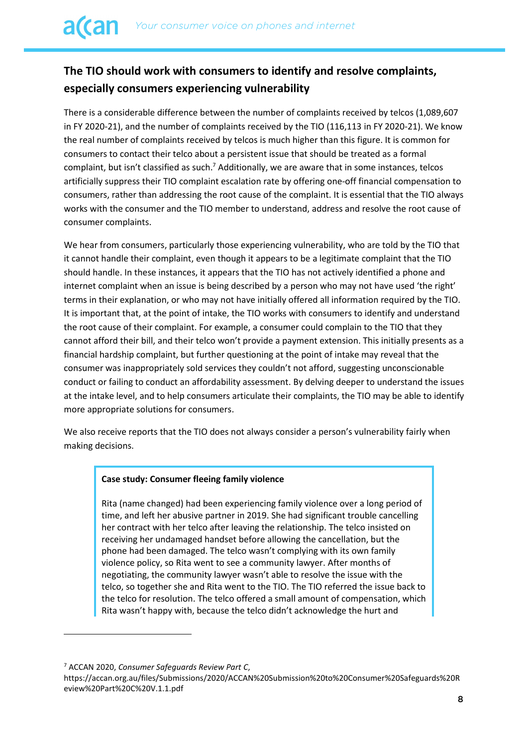## The TIO should work with consumers to identify and resolve complaints, especially consumers experiencing vulnerability

There is a considerable difference between the number of complaints received by telcos (1,089,607 in FY 2020-21), and the number of complaints received by the TIO (116,113 in FY 2020-21). We know the real number of complaints received by telcos is much higher than this figure. It is common for consumers to contact their telco about a persistent issue that should be treated as a formal complaint, but isn't classified as such.[7] Additionally, we are aware that in some instances, telcos artificially suppress their TIO complaint escalation rate by offering one-off financial compensation to consumers, rather than addressing the root cause of the complaint. It is essential that the TIO always works with the consumer and the TIO member to understand, address and resolve the root cause of consumer complaints.

We hear from consumers, particularly those experiencing vulnerability, who are told by the TIO that it cannot handle their complaint, even though it appears to be a legitimate complaint that the TIO should handle. In these instances, it appears that the TIO has not actively identified a phone and internet complaint when an issue is being described by a person who may not have used 'the right' terms in their explanation, or who may not have initially offered all information required by the TIO. It is important that, at the point of intake, the TIO works with consumers to identify and understand the root cause of their complaint. For example, a consumer could complain to the TIO that they cannot afford their bill, and their telco won't provide a payment extension. This initially presents as a financial hardship complaint, but further questioning at the point of intake may reveal that the consumer was inappropriately sold services they couldn't not afford, suggesting unconscionable conduct or failing to conduct an affordability assessment. By delving deeper to understand the issues at the intake level, and to help consumers articulate their complaints, the TIO may be able to identify more appropriate solutions for consumers.

We also receive reports that the TIO does not always consider a person's vulnerability fairly when making decisions.

> **Case study: Consumer fleeing family violence**
>
> Rita (name changed) had been experiencing family violence over a long period of time, and left her abusive partner in 2019. She had significant trouble cancelling her contract with her telco after leaving the relationship. The telco insisted on receiving her undamaged handset before allowing the cancellation, but the phone had been damaged. The telco wasn't complying with its own family violence policy, so Rita went to see a community lawyer. After months of negotiating, the community lawyer wasn't able to resolve the issue with the telco, so together she and Rita went to the TIO. The TIO referred the issue back to the telco for resolution. The telco offered a small amount of compensation, which Rita wasn't happy with, because the telco didn't acknowledge the hurt and

[7] ACCAN 2020, *Consumer Safeguards Review Part C*, https://accan.org.au/files/Submissions/2020/ACCAN%20Submission%20to%20Consumer%20Safeguards%20Review%20Part%20C%20V.1.1.pdf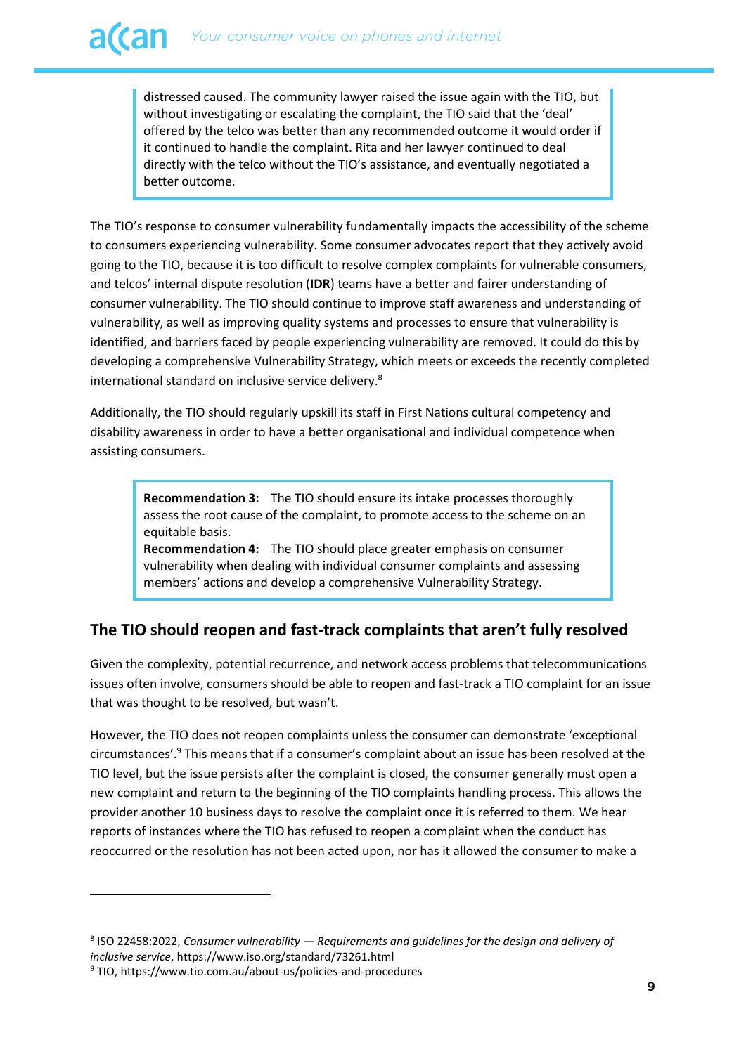distressed caused. The community lawyer raised the issue again with the TIO, but without investigating or escalating the complaint, the TIO said that the 'deal' offered by the telco was better than any recommended outcome it would order if it continued to handle the complaint. Rita and her lawyer continued to deal directly with the telco without the TIO's assistance, and eventually negotiated a better outcome.

The TIO's response to consumer vulnerability fundamentally impacts the accessibility of the scheme to consumers experiencing vulnerability. Some consumer advocates report that they actively avoid going to the TIO, because it is too difficult to resolve complex complaints for vulnerable consumers, and telcos' internal dispute resolution (**IDR**) teams have a better and fairer understanding of consumer vulnerability. The TIO should continue to improve staff awareness and understanding of vulnerability, as well as improving quality systems and processes to ensure that vulnerability is identified, and barriers faced by people experiencing vulnerability are removed. It could do this by developing a comprehensive Vulnerability Strategy, which meets or exceeds the recently completed international standard on inclusive service delivery.[8]

Additionally, the TIO should regularly upskill its staff in First Nations cultural competency and disability awareness in order to have a better organisational and individual competence when assisting consumers.

> **Recommendation 3:** The TIO should ensure its intake processes thoroughly assess the root cause of the complaint, to promote access to the scheme on an equitable basis.
> **Recommendation 4:** The TIO should place greater emphasis on consumer vulnerability when dealing with individual consumer complaints and assessing members' actions and develop a comprehensive Vulnerability Strategy.

## The TIO should reopen and fast-track complaints that aren't fully resolved

Given the complexity, potential recurrence, and network access problems that telecommunications issues often involve, consumers should be able to reopen and fast-track a TIO complaint for an issue that was thought to be resolved, but wasn't.

However, the TIO does not reopen complaints unless the consumer can demonstrate 'exceptional circumstances'.[9] This means that if a consumer's complaint about an issue has been resolved at the TIO level, but the issue persists after the complaint is closed, the consumer generally must open a new complaint and return to the beginning of the TIO complaints handling process. This allows the provider another 10 business days to resolve the complaint once it is referred to them. We hear reports of instances where the TIO has refused to reopen a complaint when the conduct has reoccurred or the resolution has not been acted upon, nor has it allowed the consumer to make a

---

[8] ISO 22458:2022, *Consumer vulnerability — Requirements and guidelines for the design and delivery of inclusive service*, https://www.iso.org/standard/73261.html

[9] TIO, https://www.tio.com.au/about-us/policies-and-procedures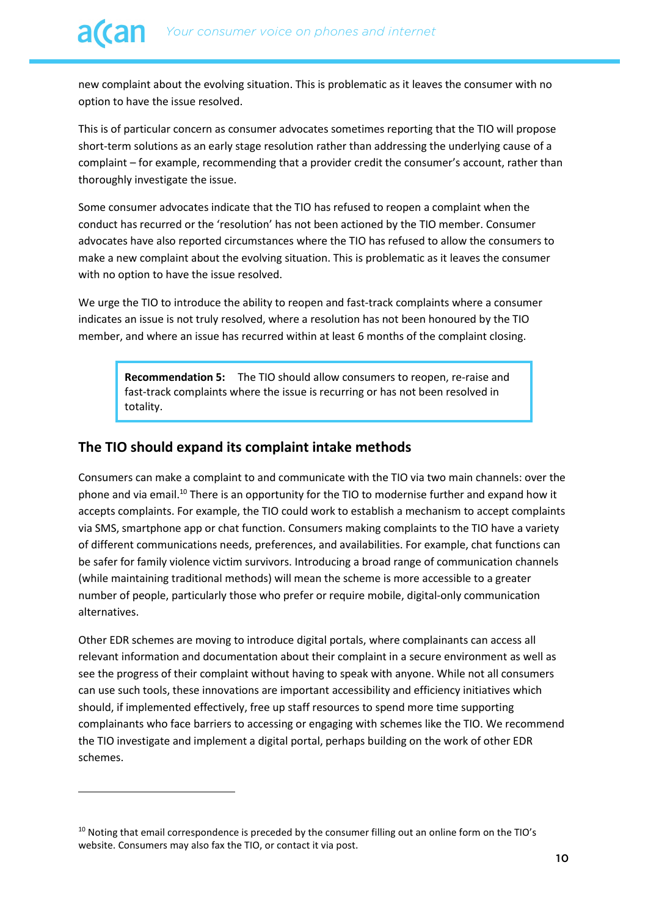new complaint about the evolving situation. This is problematic as it leaves the consumer with no option to have the issue resolved.

This is of particular concern as consumer advocates sometimes reporting that the TIO will propose short-term solutions as an early stage resolution rather than addressing the underlying cause of a complaint – for example, recommending that a provider credit the consumer's account, rather than thoroughly investigate the issue.

Some consumer advocates indicate that the TIO has refused to reopen a complaint when the conduct has recurred or the 'resolution' has not been actioned by the TIO member. Consumer advocates have also reported circumstances where the TIO has refused to allow the consumers to make a new complaint about the evolving situation. This is problematic as it leaves the consumer with no option to have the issue resolved.

We urge the TIO to introduce the ability to reopen and fast-track complaints where a consumer indicates an issue is not truly resolved, where a resolution has not been honoured by the TIO member, and where an issue has recurred within at least 6 months of the complaint closing.

> **Recommendation 5:** The TIO should allow consumers to reopen, re-raise and fast-track complaints where the issue is recurring or has not been resolved in totality.

## The TIO should expand its complaint intake methods

Consumers can make a complaint to and communicate with the TIO via two main channels: over the phone and via email.[10] There is an opportunity for the TIO to modernise further and expand how it accepts complaints. For example, the TIO could work to establish a mechanism to accept complaints via SMS, smartphone app or chat function. Consumers making complaints to the TIO have a variety of different communications needs, preferences, and availabilities. For example, chat functions can be safer for family violence victim survivors. Introducing a broad range of communication channels (while maintaining traditional methods) will mean the scheme is more accessible to a greater number of people, particularly those who prefer or require mobile, digital-only communication alternatives.

Other EDR schemes are moving to introduce digital portals, where complainants can access all relevant information and documentation about their complaint in a secure environment as well as see the progress of their complaint without having to speak with anyone. While not all consumers can use such tools, these innovations are important accessibility and efficiency initiatives which should, if implemented effectively, free up staff resources to spend more time supporting complainants who face barriers to accessing or engaging with schemes like the TIO. We recommend the TIO investigate and implement a digital portal, perhaps building on the work of other EDR schemes.

---

[10] Noting that email correspondence is preceded by the consumer filling out an online form on the TIO's website. Consumers may also fax the TIO, or contact it via post.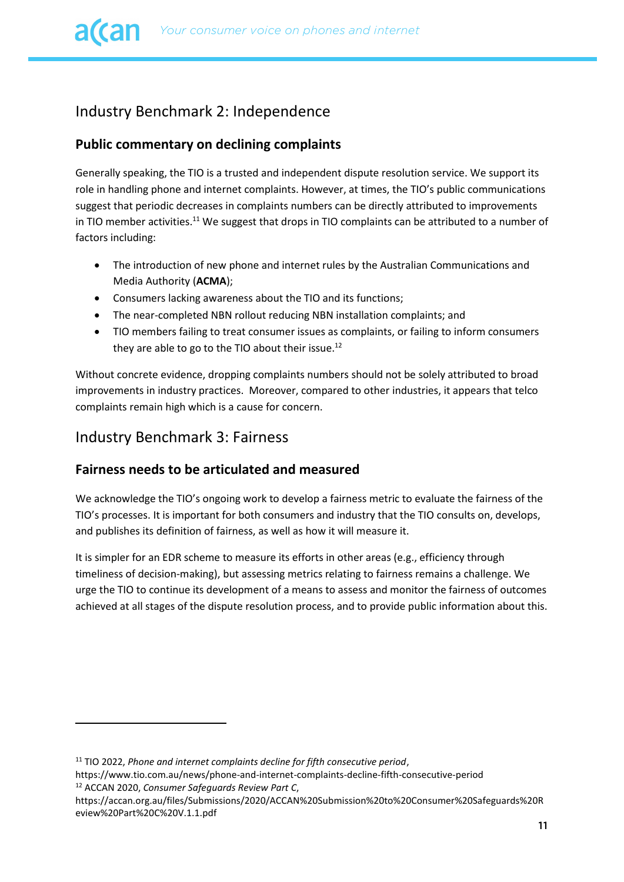## Industry Benchmark 2: Independence

### Public commentary on declining complaints

Generally speaking, the TIO is a trusted and independent dispute resolution service. We support its role in handling phone and internet complaints. However, at times, the TIO's public communications suggest that periodic decreases in complaints numbers can be directly attributed to improvements in TIO member activities.[11] We suggest that drops in TIO complaints can be attributed to a number of factors including:

- The introduction of new phone and internet rules by the Australian Communications and Media Authority (**ACMA**);
- Consumers lacking awareness about the TIO and its functions;
- The near-completed NBN rollout reducing NBN installation complaints; and
- TIO members failing to treat consumer issues as complaints, or failing to inform consumers they are able to go to the TIO about their issue.[12]

Without concrete evidence, dropping complaints numbers should not be solely attributed to broad improvements in industry practices. Moreover, compared to other industries, it appears that telco complaints remain high which is a cause for concern.

## Industry Benchmark 3: Fairness

### Fairness needs to be articulated and measured

We acknowledge the TIO's ongoing work to develop a fairness metric to evaluate the fairness of the TIO's processes. It is important for both consumers and industry that the TIO consults on, develops, and publishes its definition of fairness, as well as how it will measure it.

It is simpler for an EDR scheme to measure its efforts in other areas (e.g., efficiency through timeliness of decision-making), but assessing metrics relating to fairness remains a challenge. We urge the TIO to continue its development of a means to assess and monitor the fairness of outcomes achieved at all stages of the dispute resolution process, and to provide public information about this.

---

[11] TIO 2022, *Phone and internet complaints decline for fifth consecutive period*, https://www.tio.com.au/news/phone-and-internet-complaints-decline-fifth-consecutive-period

[12] ACCAN 2020, *Consumer Safeguards Review Part C*, https://accan.org.au/files/Submissions/2020/ACCAN%20Submission%20to%20Consumer%20Safeguards%20Review%20Part%20C%20V.1.1.pdf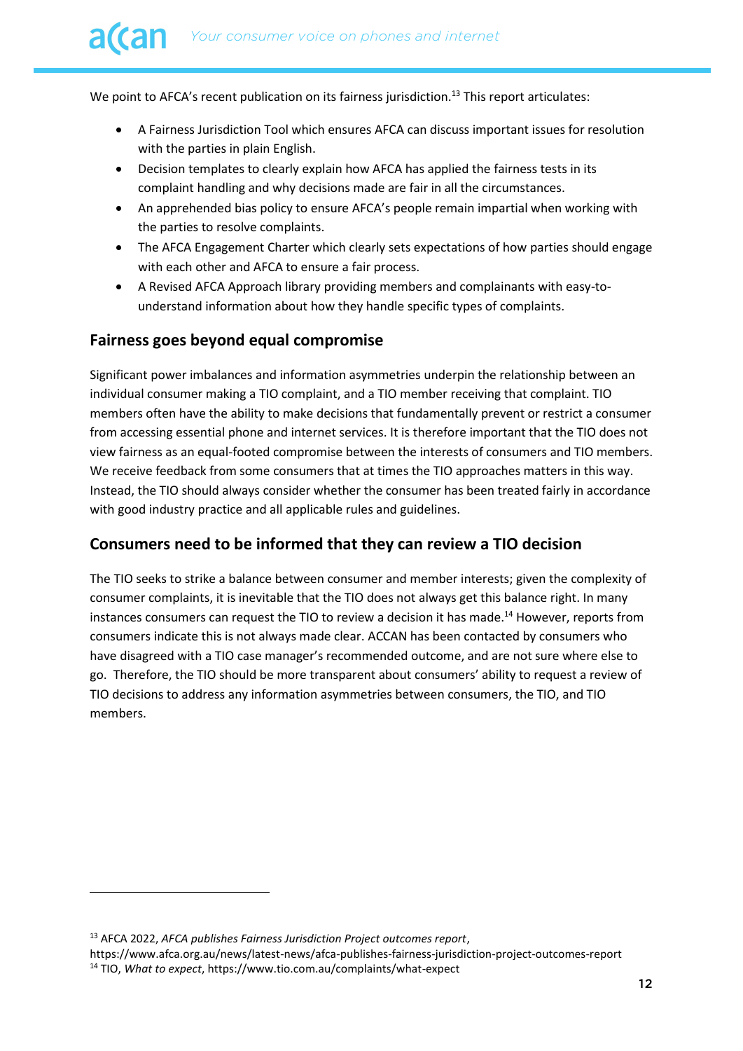We point to AFCA's recent publication on its fairness jurisdiction.[13] This report articulates:

- A Fairness Jurisdiction Tool which ensures AFCA can discuss important issues for resolution with the parties in plain English.
- Decision templates to clearly explain how AFCA has applied the fairness tests in its complaint handling and why decisions made are fair in all the circumstances.
- An apprehended bias policy to ensure AFCA's people remain impartial when working with the parties to resolve complaints.
- The AFCA Engagement Charter which clearly sets expectations of how parties should engage with each other and AFCA to ensure a fair process.
- A Revised AFCA Approach library providing members and complainants with easy-to-understand information about how they handle specific types of complaints.

## Fairness goes beyond equal compromise

Significant power imbalances and information asymmetries underpin the relationship between an individual consumer making a TIO complaint, and a TIO member receiving that complaint. TIO members often have the ability to make decisions that fundamentally prevent or restrict a consumer from accessing essential phone and internet services. It is therefore important that the TIO does not view fairness as an equal-footed compromise between the interests of consumers and TIO members. We receive feedback from some consumers that at times the TIO approaches matters in this way. Instead, the TIO should always consider whether the consumer has been treated fairly in accordance with good industry practice and all applicable rules and guidelines.

## Consumers need to be informed that they can review a TIO decision

The TIO seeks to strike a balance between consumer and member interests; given the complexity of consumer complaints, it is inevitable that the TIO does not always get this balance right. In many instances consumers can request the TIO to review a decision it has made.[14] However, reports from consumers indicate this is not always made clear. ACCAN has been contacted by consumers who have disagreed with a TIO case manager's recommended outcome, and are not sure where else to go. Therefore, the TIO should be more transparent about consumers' ability to request a review of TIO decisions to address any information asymmetries between consumers, the TIO, and TIO members.

---

[13] AFCA 2022, *AFCA publishes Fairness Jurisdiction Project outcomes report*, https://www.afca.org.au/news/latest-news/afca-publishes-fairness-jurisdiction-project-outcomes-report

[14] TIO, *What to expect*, https://www.tio.com.au/complaints/what-expect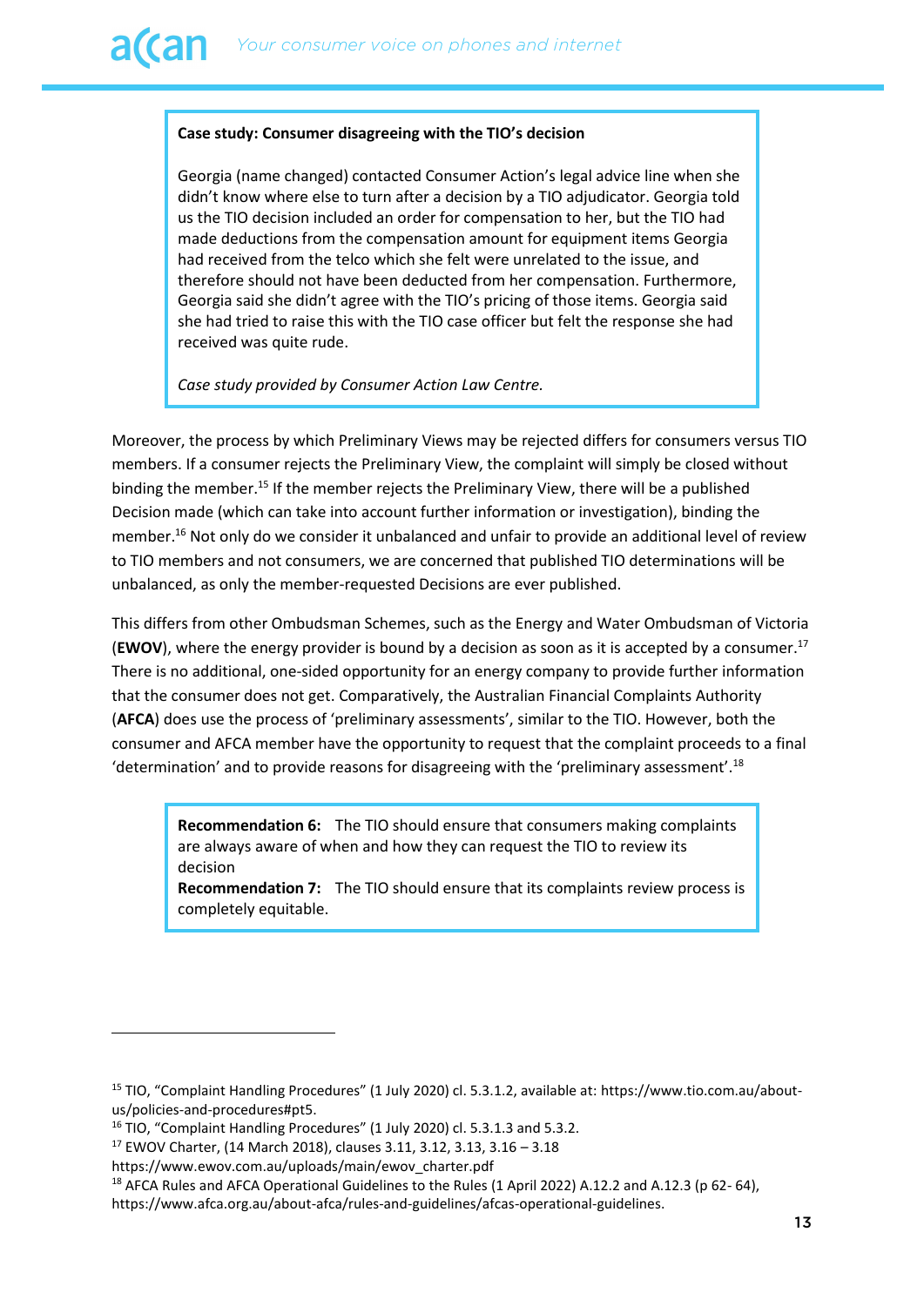**Case study: Consumer disagreeing with the TIO's decision**

Georgia (name changed) contacted Consumer Action's legal advice line when she didn't know where else to turn after a decision by a TIO adjudicator. Georgia told us the TIO decision included an order for compensation to her, but the TIO had made deductions from the compensation amount for equipment items Georgia had received from the telco which she felt were unrelated to the issue, and therefore should not have been deducted from her compensation. Furthermore, Georgia said she didn't agree with the TIO's pricing of those items. Georgia said she had tried to raise this with the TIO case officer but felt the response she had received was quite rude.

*Case study provided by Consumer Action Law Centre.*

Moreover, the process by which Preliminary Views may be rejected differs for consumers versus TIO members. If a consumer rejects the Preliminary View, the complaint will simply be closed without binding the member.[15] If the member rejects the Preliminary View, there will be a published Decision made (which can take into account further information or investigation), binding the member.[16] Not only do we consider it unbalanced and unfair to provide an additional level of review to TIO members and not consumers, we are concerned that published TIO determinations will be unbalanced, as only the member-requested Decisions are ever published.

This differs from other Ombudsman Schemes, such as the Energy and Water Ombudsman of Victoria (**EWOV**), where the energy provider is bound by a decision as soon as it is accepted by a consumer.[17] There is no additional, one-sided opportunity for an energy company to provide further information that the consumer does not get. Comparatively, the Australian Financial Complaints Authority (**AFCA**) does use the process of 'preliminary assessments', similar to the TIO. However, both the consumer and AFCA member have the opportunity to request that the complaint proceeds to a final 'determination' and to provide reasons for disagreeing with the 'preliminary assessment'.[18]

**Recommendation 6:** The TIO should ensure that consumers making complaints are always aware of when and how they can request the TIO to review its decision

**Recommendation 7:** The TIO should ensure that its complaints review process is completely equitable.

---

[15] TIO, "Complaint Handling Procedures" (1 July 2020) cl. 5.3.1.2, available at: https://www.tio.com.au/about-us/policies-and-procedures#pt5.

[16] TIO, "Complaint Handling Procedures" (1 July 2020) cl. 5.3.1.3 and 5.3.2.

[17] EWOV Charter, (14 March 2018), clauses 3.11, 3.12, 3.13, 3.16 – 3.18 https://www.ewov.com.au/uploads/main/ewov_charter.pdf

[18] AFCA Rules and AFCA Operational Guidelines to the Rules (1 April 2022) A.12.2 and A.12.3 (p 62- 64), https://www.afca.org.au/about-afca/rules-and-guidelines/afcas-operational-guidelines.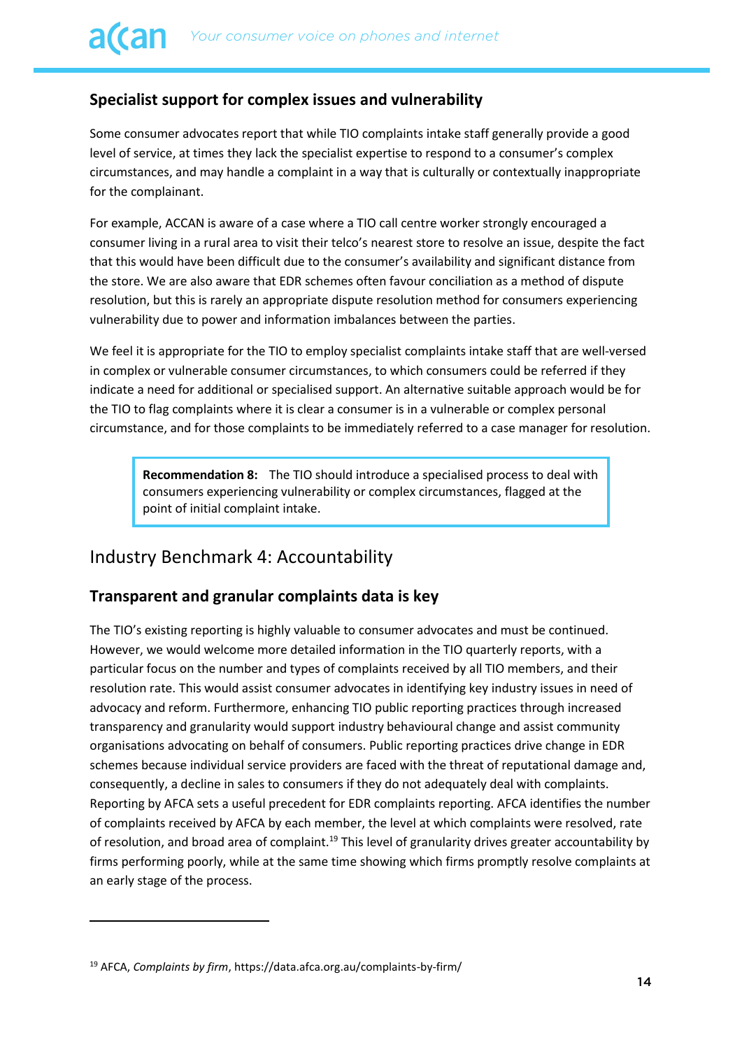### Specialist support for complex issues and vulnerability

Some consumer advocates report that while TIO complaints intake staff generally provide a good level of service, at times they lack the specialist expertise to respond to a consumer's complex circumstances, and may handle a complaint in a way that is culturally or contextually inappropriate for the complainant.

For example, ACCAN is aware of a case where a TIO call centre worker strongly encouraged a consumer living in a rural area to visit their telco's nearest store to resolve an issue, despite the fact that this would have been difficult due to the consumer's availability and significant distance from the store. We are also aware that EDR schemes often favour conciliation as a method of dispute resolution, but this is rarely an appropriate dispute resolution method for consumers experiencing vulnerability due to power and information imbalances between the parties.

We feel it is appropriate for the TIO to employ specialist complaints intake staff that are well-versed in complex or vulnerable consumer circumstances, to which consumers could be referred if they indicate a need for additional or specialised support. An alternative suitable approach would be for the TIO to flag complaints where it is clear a consumer is in a vulnerable or complex personal circumstance, and for those complaints to be immediately referred to a case manager for resolution.

> **Recommendation 8:** The TIO should introduce a specialised process to deal with consumers experiencing vulnerability or complex circumstances, flagged at the point of initial complaint intake.

## Industry Benchmark 4: Accountability

### Transparent and granular complaints data is key

The TIO's existing reporting is highly valuable to consumer advocates and must be continued. However, we would welcome more detailed information in the TIO quarterly reports, with a particular focus on the number and types of complaints received by all TIO members, and their resolution rate. This would assist consumer advocates in identifying key industry issues in need of advocacy and reform. Furthermore, enhancing TIO public reporting practices through increased transparency and granularity would support industry behavioural change and assist community organisations advocating on behalf of consumers. Public reporting practices drive change in EDR schemes because individual service providers are faced with the threat of reputational damage and, consequently, a decline in sales to consumers if they do not adequately deal with complaints. Reporting by AFCA sets a useful precedent for EDR complaints reporting. AFCA identifies the number of complaints received by AFCA by each member, the level at which complaints were resolved, rate of resolution, and broad area of complaint.[19] This level of granularity drives greater accountability by firms performing poorly, while at the same time showing which firms promptly resolve complaints at an early stage of the process.

---

[19] AFCA, *Complaints by firm*, https://data.afca.org.au/complaints-by-firm/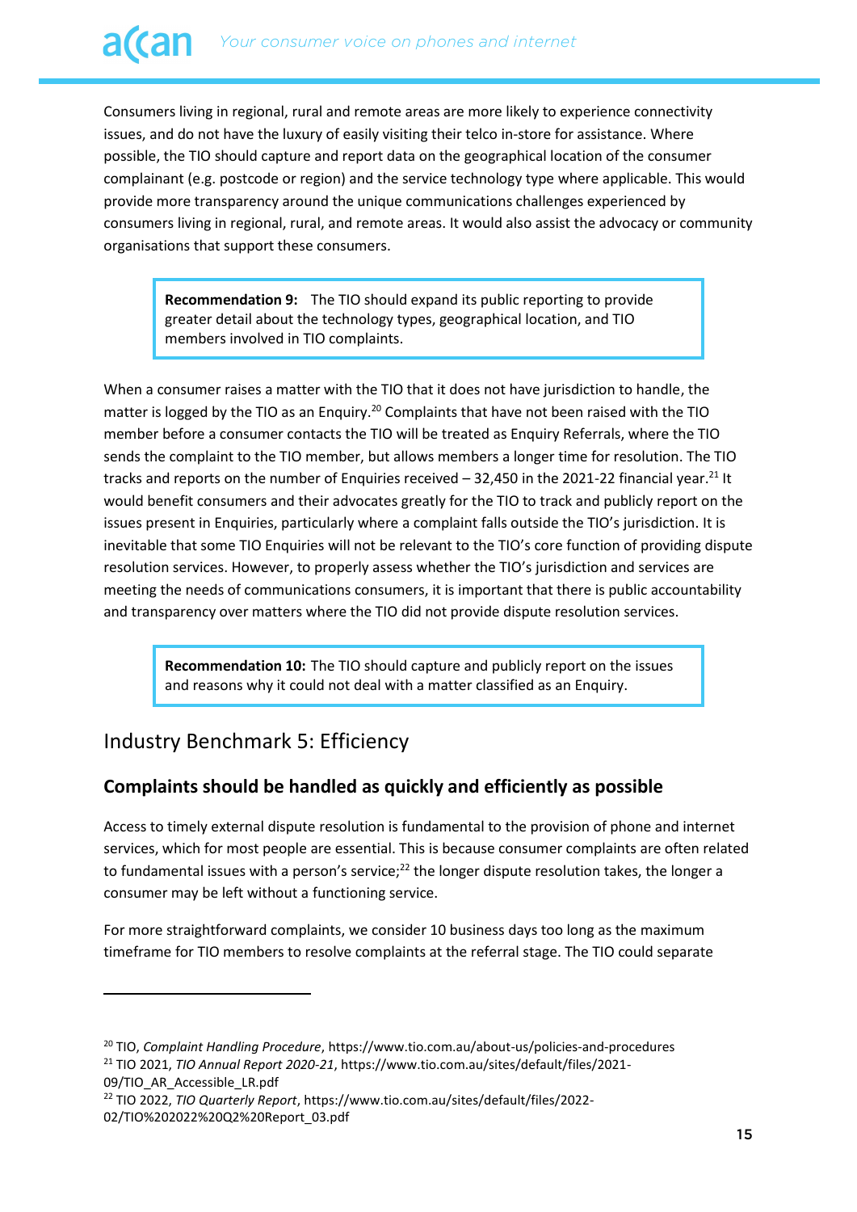Consumers living in regional, rural and remote areas are more likely to experience connectivity issues, and do not have the luxury of easily visiting their telco in-store for assistance. Where possible, the TIO should capture and report data on the geographical location of the consumer complainant (e.g. postcode or region) and the service technology type where applicable. This would provide more transparency around the unique communications challenges experienced by consumers living in regional, rural, and remote areas. It would also assist the advocacy or community organisations that support these consumers.

> **Recommendation 9:** The TIO should expand its public reporting to provide greater detail about the technology types, geographical location, and TIO members involved in TIO complaints.

When a consumer raises a matter with the TIO that it does not have jurisdiction to handle, the matter is logged by the TIO as an Enquiry.[20] Complaints that have not been raised with the TIO member before a consumer contacts the TIO will be treated as Enquiry Referrals, where the TIO sends the complaint to the TIO member, but allows members a longer time for resolution. The TIO tracks and reports on the number of Enquiries received – 32,450 in the 2021-22 financial year.[21] It would benefit consumers and their advocates greatly for the TIO to track and publicly report on the issues present in Enquiries, particularly where a complaint falls outside the TIO's jurisdiction. It is inevitable that some TIO Enquiries will not be relevant to the TIO's core function of providing dispute resolution services. However, to properly assess whether the TIO's jurisdiction and services are meeting the needs of communications consumers, it is important that there is public accountability and transparency over matters where the TIO did not provide dispute resolution services.

> **Recommendation 10:** The TIO should capture and publicly report on the issues and reasons why it could not deal with a matter classified as an Enquiry.

## Industry Benchmark 5: Efficiency

### Complaints should be handled as quickly and efficiently as possible

Access to timely external dispute resolution is fundamental to the provision of phone and internet services, which for most people are essential. This is because consumer complaints are often related to fundamental issues with a person's service;[22] the longer dispute resolution takes, the longer a consumer may be left without a functioning service.

For more straightforward complaints, we consider 10 business days too long as the maximum timeframe for TIO members to resolve complaints at the referral stage. The TIO could separate

---

[20] TIO, *Complaint Handling Procedure*, https://www.tio.com.au/about-us/policies-and-procedures

[21] TIO 2021, *TIO Annual Report 2020-21*, https://www.tio.com.au/sites/default/files/2021-09/TIO_AR_Accessible_LR.pdf

[22] TIO 2022, *TIO Quarterly Report*, https://www.tio.com.au/sites/default/files/2022-02/TIO%202022%20Q2%20Report_03.pdf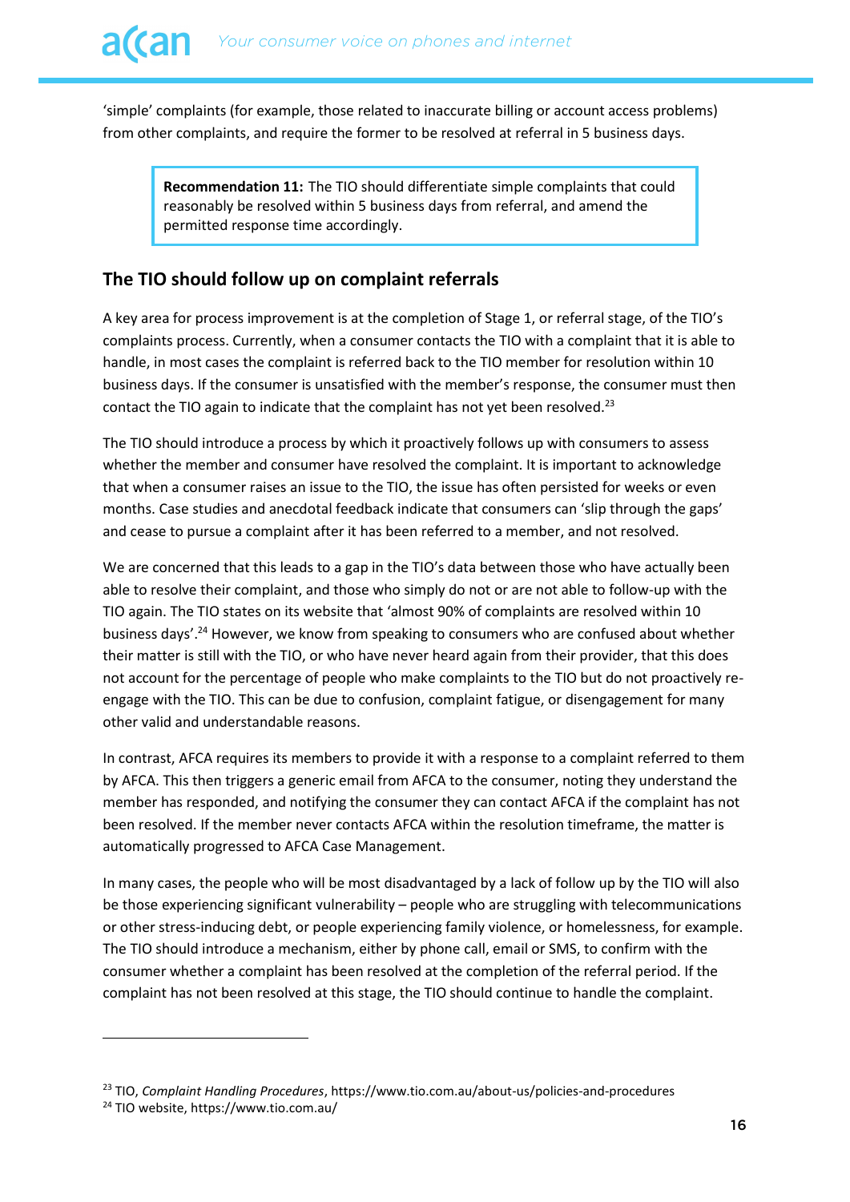'simple' complaints (for example, those related to inaccurate billing or account access problems) from other complaints, and require the former to be resolved at referral in 5 business days.

> **Recommendation 11:** The TIO should differentiate simple complaints that could reasonably be resolved within 5 business days from referral, and amend the permitted response time accordingly.

## The TIO should follow up on complaint referrals

A key area for process improvement is at the completion of Stage 1, or referral stage, of the TIO's complaints process. Currently, when a consumer contacts the TIO with a complaint that it is able to handle, in most cases the complaint is referred back to the TIO member for resolution within 10 business days. If the consumer is unsatisfied with the member's response, the consumer must then contact the TIO again to indicate that the complaint has not yet been resolved.[23]

The TIO should introduce a process by which it proactively follows up with consumers to assess whether the member and consumer have resolved the complaint. It is important to acknowledge that when a consumer raises an issue to the TIO, the issue has often persisted for weeks or even months. Case studies and anecdotal feedback indicate that consumers can 'slip through the gaps' and cease to pursue a complaint after it has been referred to a member, and not resolved.

We are concerned that this leads to a gap in the TIO's data between those who have actually been able to resolve their complaint, and those who simply do not or are not able to follow-up with the TIO again. The TIO states on its website that 'almost 90% of complaints are resolved within 10 business days'.[24] However, we know from speaking to consumers who are confused about whether their matter is still with the TIO, or who have never heard again from their provider, that this does not account for the percentage of people who make complaints to the TIO but do not proactively re-engage with the TIO. This can be due to confusion, complaint fatigue, or disengagement for many other valid and understandable reasons.

In contrast, AFCA requires its members to provide it with a response to a complaint referred to them by AFCA. This then triggers a generic email from AFCA to the consumer, noting they understand the member has responded, and notifying the consumer they can contact AFCA if the complaint has not been resolved. If the member never contacts AFCA within the resolution timeframe, the matter is automatically progressed to AFCA Case Management.

In many cases, the people who will be most disadvantaged by a lack of follow up by the TIO will also be those experiencing significant vulnerability – people who are struggling with telecommunications or other stress-inducing debt, or people experiencing family violence, or homelessness, for example. The TIO should introduce a mechanism, either by phone call, email or SMS, to confirm with the consumer whether a complaint has been resolved at the completion of the referral period. If the complaint has not been resolved at this stage, the TIO should continue to handle the complaint.

---

[23] TIO, *Complaint Handling Procedures*, https://www.tio.com.au/about-us/policies-and-procedures

[24] TIO website, https://www.tio.com.au/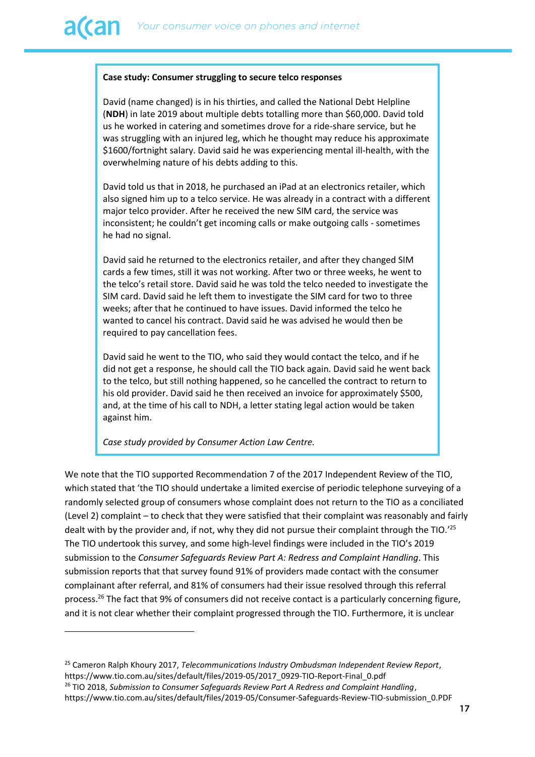**Case study: Consumer struggling to secure telco responses**

David (name changed) is in his thirties, and called the National Debt Helpline (**NDH**) in late 2019 about multiple debts totalling more than $60,000. David told us he worked in catering and sometimes drove for a ride-share service, but he was struggling with an injured leg, which he thought may reduce his approximate $1600/fortnight salary. David said he was experiencing mental ill-health, with the overwhelming nature of his debts adding to this.

David told us that in 2018, he purchased an iPad at an electronics retailer, which also signed him up to a telco service. He was already in a contract with a different major telco provider. After he received the new SIM card, the service was inconsistent; he couldn't get incoming calls or make outgoing calls - sometimes he had no signal.

David said he returned to the electronics retailer, and after they changed SIM cards a few times, still it was not working. After two or three weeks, he went to the telco's retail store. David said he was told the telco needed to investigate the SIM card. David said he left them to investigate the SIM card for two to three weeks; after that he continued to have issues. David informed the telco he wanted to cancel his contract. David said he was advised he would then be required to pay cancellation fees.

David said he went to the TIO, who said they would contact the telco, and if he did not get a response, he should call the TIO back again. David said he went back to the telco, but still nothing happened, so he cancelled the contract to return to his old provider. David said he then received an invoice for approximately $500, and, at the time of his call to NDH, a letter stating legal action would be taken against him.

*Case study provided by Consumer Action Law Centre.*

We note that the TIO supported Recommendation 7 of the 2017 Independent Review of the TIO, which stated that 'the TIO should undertake a limited exercise of periodic telephone surveying of a randomly selected group of consumers whose complaint does not return to the TIO as a conciliated (Level 2) complaint – to check that they were satisfied that their complaint was reasonably and fairly dealt with by the provider and, if not, why they did not pursue their complaint through the TIO.'[25] The TIO undertook this survey, and some high-level findings were included in the TIO's 2019 submission to the *Consumer Safeguards Review Part A: Redress and Complaint Handling*. This submission reports that that survey found 91% of providers made contact with the consumer complainant after referral, and 81% of consumers had their issue resolved through this referral process.[26] The fact that 9% of consumers did not receive contact is a particularly concerning figure, and it is not clear whether their complaint progressed through the TIO. Furthermore, it is unclear

---

[25] Cameron Ralph Khoury 2017, *Telecommunications Industry Ombudsman Independent Review Report*, https://www.tio.com.au/sites/default/files/2019-05/2017_0929-TIO-Report-Final_0.pdf

[26] TIO 2018, *Submission to Consumer Safeguards Review Part A Redress and Complaint Handling*, https://www.tio.com.au/sites/default/files/2019-05/Consumer-Safeguards-Review-TIO-submission_0.PDF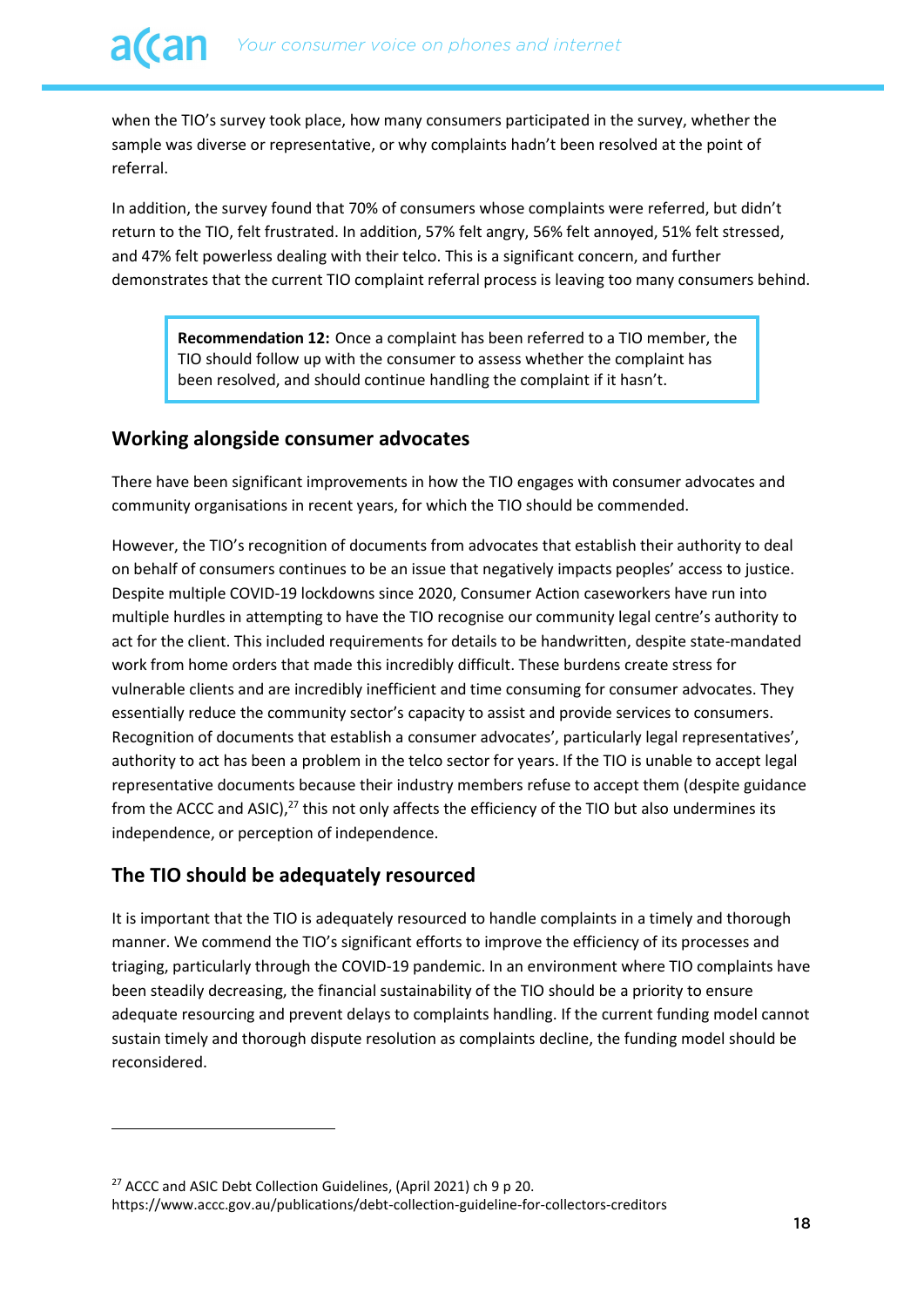when the TIO's survey took place, how many consumers participated in the survey, whether the sample was diverse or representative, or why complaints hadn't been resolved at the point of referral.

In addition, the survey found that 70% of consumers whose complaints were referred, but didn't return to the TIO, felt frustrated. In addition, 57% felt angry, 56% felt annoyed, 51% felt stressed, and 47% felt powerless dealing with their telco. This is a significant concern, and further demonstrates that the current TIO complaint referral process is leaving too many consumers behind.

> **Recommendation 12:** Once a complaint has been referred to a TIO member, the TIO should follow up with the consumer to assess whether the complaint has been resolved, and should continue handling the complaint if it hasn't.

## Working alongside consumer advocates

There have been significant improvements in how the TIO engages with consumer advocates and community organisations in recent years, for which the TIO should be commended.

However, the TIO's recognition of documents from advocates that establish their authority to deal on behalf of consumers continues to be an issue that negatively impacts peoples' access to justice. Despite multiple COVID-19 lockdowns since 2020, Consumer Action caseworkers have run into multiple hurdles in attempting to have the TIO recognise our community legal centre's authority to act for the client. This included requirements for details to be handwritten, despite state-mandated work from home orders that made this incredibly difficult. These burdens create stress for vulnerable clients and are incredibly inefficient and time consuming for consumer advocates. They essentially reduce the community sector's capacity to assist and provide services to consumers. Recognition of documents that establish a consumer advocates', particularly legal representatives', authority to act has been a problem in the telco sector for years. If the TIO is unable to accept legal representative documents because their industry members refuse to accept them (despite guidance from the ACCC and ASIC),[27] this not only affects the efficiency of the TIO but also undermines its independence, or perception of independence.

## The TIO should be adequately resourced

It is important that the TIO is adequately resourced to handle complaints in a timely and thorough manner. We commend the TIO's significant efforts to improve the efficiency of its processes and triaging, particularly through the COVID-19 pandemic. In an environment where TIO complaints have been steadily decreasing, the financial sustainability of the TIO should be a priority to ensure adequate resourcing and prevent delays to complaints handling. If the current funding model cannot sustain timely and thorough dispute resolution as complaints decline, the funding model should be reconsidered.

---

[27] ACCC and ASIC Debt Collection Guidelines, (April 2021) ch 9 p 20. https://www.accc.gov.au/publications/debt-collection-guideline-for-collectors-creditors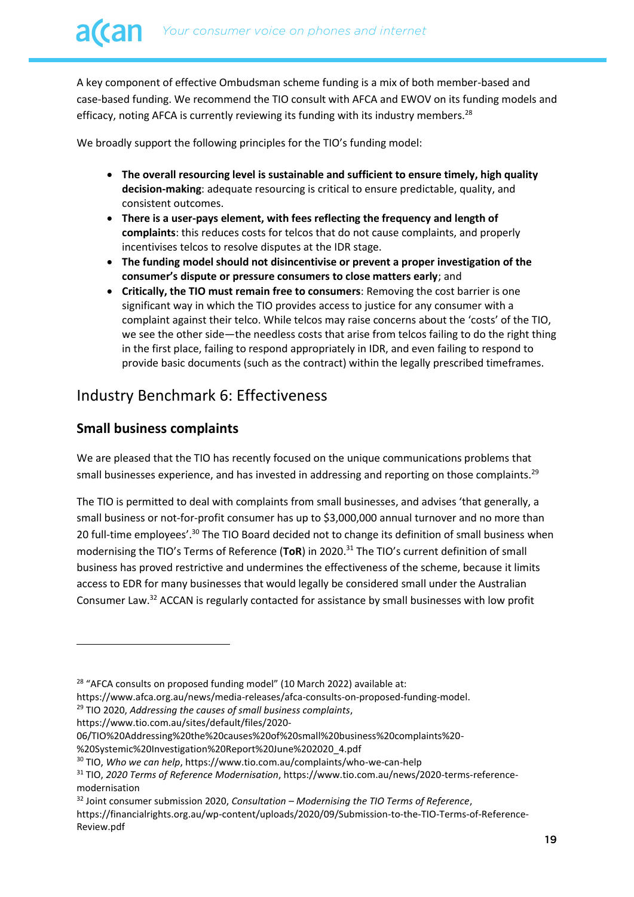A key component of effective Ombudsman scheme funding is a mix of both member-based and case-based funding. We recommend the TIO consult with AFCA and EWOV on its funding models and efficacy, noting AFCA is currently reviewing its funding with its industry members.[28]

We broadly support the following principles for the TIO's funding model:

- **The overall resourcing level is sustainable and sufficient to ensure timely, high quality decision-making**: adequate resourcing is critical to ensure predictable, quality, and consistent outcomes.
- **There is a user-pays element, with fees reflecting the frequency and length of complaints**: this reduces costs for telcos that do not cause complaints, and properly incentivises telcos to resolve disputes at the IDR stage.
- **The funding model should not disincentivise or prevent a proper investigation of the consumer's dispute or pressure consumers to close matters early**; and
- **Critically, the TIO must remain free to consumers**: Removing the cost barrier is one significant way in which the TIO provides access to justice for any consumer with a complaint against their telco. While telcos may raise concerns about the 'costs' of the TIO, we see the other side—the needless costs that arise from telcos failing to do the right thing in the first place, failing to respond appropriately in IDR, and even failing to respond to provide basic documents (such as the contract) within the legally prescribed timeframes.

## Industry Benchmark 6: Effectiveness

### Small business complaints

We are pleased that the TIO has recently focused on the unique communications problems that small businesses experience, and has invested in addressing and reporting on those complaints.[29]

The TIO is permitted to deal with complaints from small businesses, and advises 'that generally, a small business or not-for-profit consumer has up to $3,000,000 annual turnover and no more than 20 full-time employees'.[30] The TIO Board decided not to change its definition of small business when modernising the TIO's Terms of Reference (**ToR**) in 2020.[31] The TIO's current definition of small business has proved restrictive and undermines the effectiveness of the scheme, because it limits access to EDR for many businesses that would legally be considered small under the Australian Consumer Law.[32] ACCAN is regularly contacted for assistance by small businesses with low profit

---

[28] "AFCA consults on proposed funding model" (10 March 2022) available at: https://www.afca.org.au/news/media-releases/afca-consults-on-proposed-funding-model.

[29] TIO 2020, *Addressing the causes of small business complaints*, https://www.tio.com.au/sites/default/files/2020-06/TIO%20Addressing%20the%20causes%20of%20small%20business%20complaints%20-%20Systemic%20Investigation%20Report%20June%202020_4.pdf

[30] TIO, *Who we can help*, https://www.tio.com.au/complaints/who-we-can-help

[31] TIO, *2020 Terms of Reference Modernisation*, https://www.tio.com.au/news/2020-terms-reference-modernisation

[32] Joint consumer submission 2020, *Consultation – Modernising the TIO Terms of Reference*, https://financialrights.org.au/wp-content/uploads/2020/09/Submission-to-the-TIO-Terms-of-Reference-Review.pdf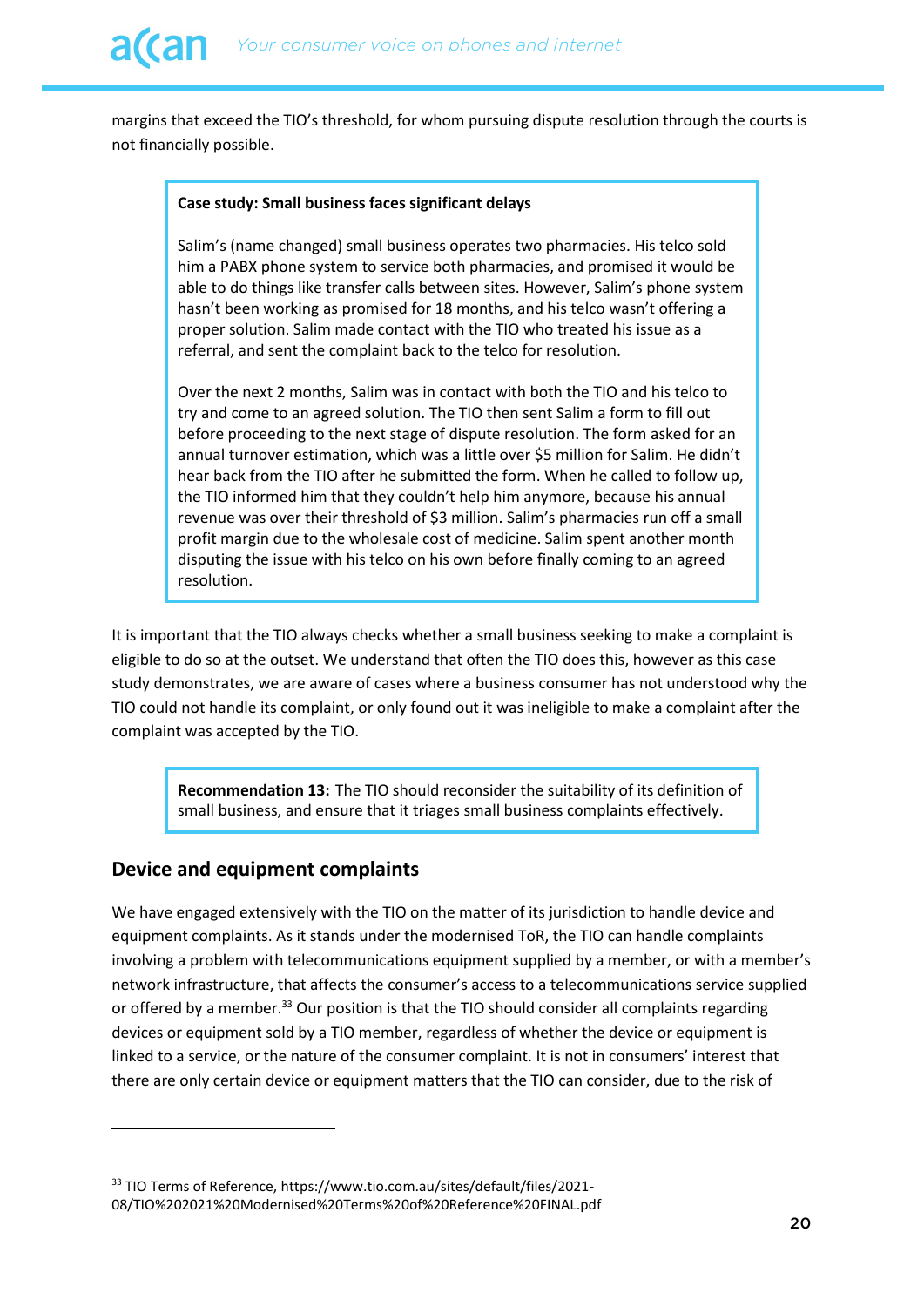margins that exceed the TIO's threshold, for whom pursuing dispute resolution through the courts is not financially possible.

> **Case study: Small business faces significant delays**
>
> Salim's (name changed) small business operates two pharmacies. His telco sold him a PABX phone system to service both pharmacies, and promised it would be able to do things like transfer calls between sites. However, Salim's phone system hasn't been working as promised for 18 months, and his telco wasn't offering a proper solution. Salim made contact with the TIO who treated his issue as a referral, and sent the complaint back to the telco for resolution.
>
> Over the next 2 months, Salim was in contact with both the TIO and his telco to try and come to an agreed solution. The TIO then sent Salim a form to fill out before proceeding to the next stage of dispute resolution. The form asked for an annual turnover estimation, which was a little over $5 million for Salim. He didn't hear back from the TIO after he submitted the form. When he called to follow up, the TIO informed him that they couldn't help him anymore, because his annual revenue was over their threshold of $3 million. Salim's pharmacies run off a small profit margin due to the wholesale cost of medicine. Salim spent another month disputing the issue with his telco on his own before finally coming to an agreed resolution.

It is important that the TIO always checks whether a small business seeking to make a complaint is eligible to do so at the outset. We understand that often the TIO does this, however as this case study demonstrates, we are aware of cases where a business consumer has not understood why the TIO could not handle its complaint, or only found out it was ineligible to make a complaint after the complaint was accepted by the TIO.

> **Recommendation 13:** The TIO should reconsider the suitability of its definition of small business, and ensure that it triages small business complaints effectively.

## Device and equipment complaints

We have engaged extensively with the TIO on the matter of its jurisdiction to handle device and equipment complaints. As it stands under the modernised ToR, the TIO can handle complaints involving a problem with telecommunications equipment supplied by a member, or with a member's network infrastructure, that affects the consumer's access to a telecommunications service supplied or offered by a member.[33] Our position is that the TIO should consider all complaints regarding devices or equipment sold by a TIO member, regardless of whether the device or equipment is linked to a service, or the nature of the consumer complaint. It is not in consumers' interest that there are only certain device or equipment matters that the TIO can consider, due to the risk of

[33] TIO Terms of Reference, https://www.tio.com.au/sites/default/files/2021-08/TIO%202021%20Modernised%20Terms%20of%20Reference%20FINAL.pdf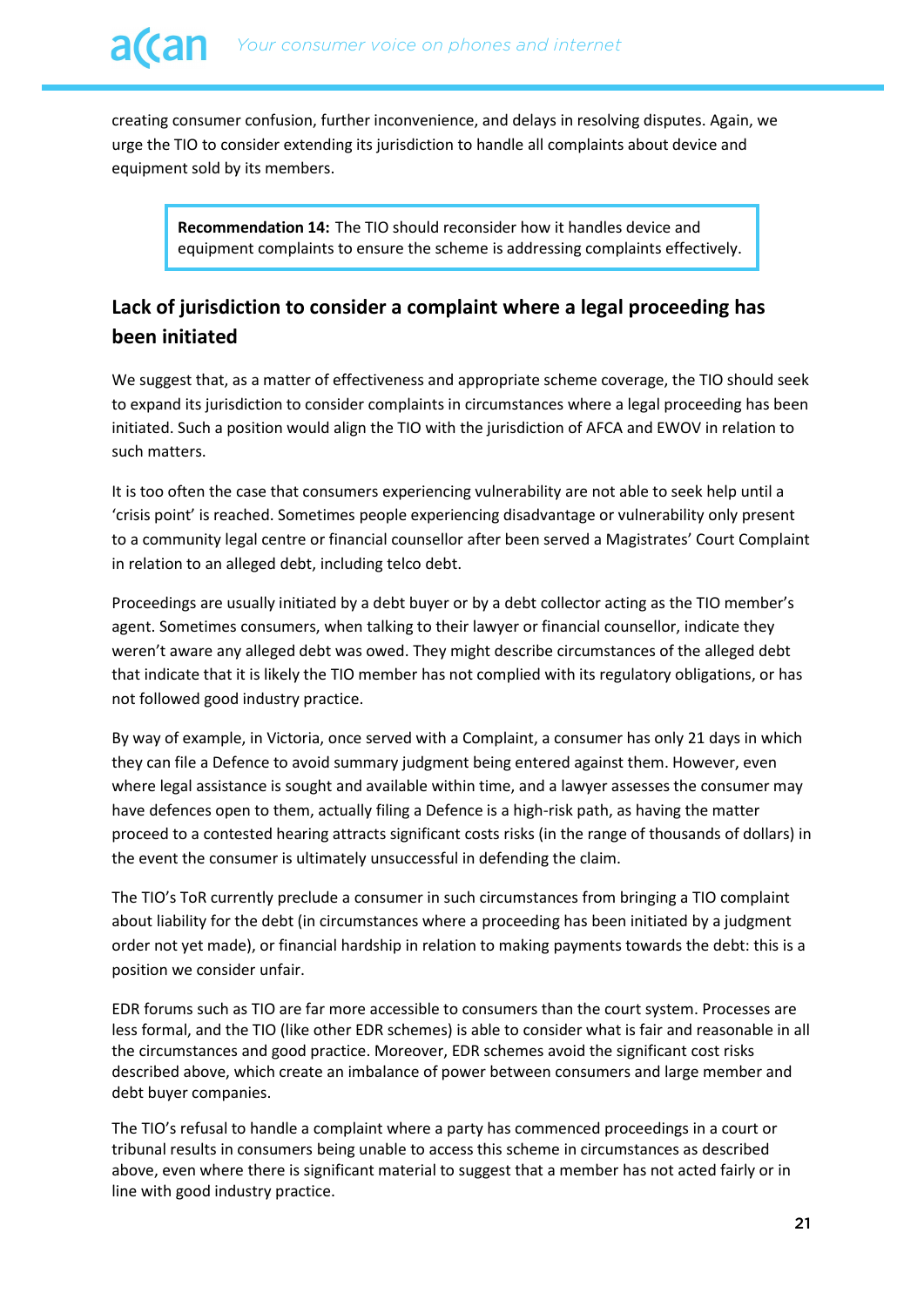creating consumer confusion, further inconvenience, and delays in resolving disputes. Again, we urge the TIO to consider extending its jurisdiction to handle all complaints about device and equipment sold by its members.

> **Recommendation 14:** The TIO should reconsider how it handles device and equipment complaints to ensure the scheme is addressing complaints effectively.

## Lack of jurisdiction to consider a complaint where a legal proceeding has been initiated

We suggest that, as a matter of effectiveness and appropriate scheme coverage, the TIO should seek to expand its jurisdiction to consider complaints in circumstances where a legal proceeding has been initiated. Such a position would align the TIO with the jurisdiction of AFCA and EWOV in relation to such matters.

It is too often the case that consumers experiencing vulnerability are not able to seek help until a 'crisis point' is reached. Sometimes people experiencing disadvantage or vulnerability only present to a community legal centre or financial counsellor after been served a Magistrates' Court Complaint in relation to an alleged debt, including telco debt.

Proceedings are usually initiated by a debt buyer or by a debt collector acting as the TIO member's agent. Sometimes consumers, when talking to their lawyer or financial counsellor, indicate they weren't aware any alleged debt was owed. They might describe circumstances of the alleged debt that indicate that it is likely the TIO member has not complied with its regulatory obligations, or has not followed good industry practice.

By way of example, in Victoria, once served with a Complaint, a consumer has only 21 days in which they can file a Defence to avoid summary judgment being entered against them. However, even where legal assistance is sought and available within time, and a lawyer assesses the consumer may have defences open to them, actually filing a Defence is a high-risk path, as having the matter proceed to a contested hearing attracts significant costs risks (in the range of thousands of dollars) in the event the consumer is ultimately unsuccessful in defending the claim.

The TIO's ToR currently preclude a consumer in such circumstances from bringing a TIO complaint about liability for the debt (in circumstances where a proceeding has been initiated by a judgment order not yet made), or financial hardship in relation to making payments towards the debt: this is a position we consider unfair.

EDR forums such as TIO are far more accessible to consumers than the court system. Processes are less formal, and the TIO (like other EDR schemes) is able to consider what is fair and reasonable in all the circumstances and good practice. Moreover, EDR schemes avoid the significant cost risks described above, which create an imbalance of power between consumers and large member and debt buyer companies.

The TIO's refusal to handle a complaint where a party has commenced proceedings in a court or tribunal results in consumers being unable to access this scheme in circumstances as described above, even where there is significant material to suggest that a member has not acted fairly or in line with good industry practice.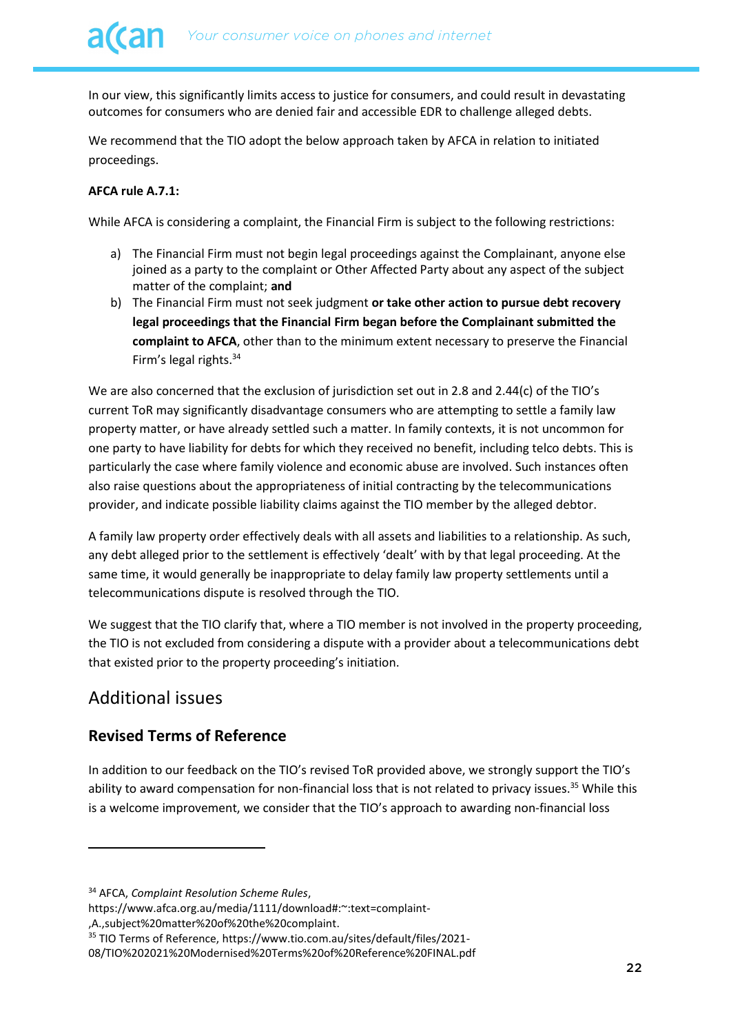In our view, this significantly limits access to justice for consumers, and could result in devastating outcomes for consumers who are denied fair and accessible EDR to challenge alleged debts.

We recommend that the TIO adopt the below approach taken by AFCA in relation to initiated proceedings.

**AFCA rule A.7.1:**

While AFCA is considering a complaint, the Financial Firm is subject to the following restrictions:

a) The Financial Firm must not begin legal proceedings against the Complainant, anyone else joined as a party to the complaint or Other Affected Party about any aspect of the subject matter of the complaint; **and**

b) The Financial Firm must not seek judgment **or take other action to pursue debt recovery legal proceedings that the Financial Firm began before the Complainant submitted the complaint to AFCA**, other than to the minimum extent necessary to preserve the Financial Firm's legal rights.[34]

We are also concerned that the exclusion of jurisdiction set out in 2.8 and 2.44(c) of the TIO's current ToR may significantly disadvantage consumers who are attempting to settle a family law property matter, or have already settled such a matter. In family contexts, it is not uncommon for one party to have liability for debts for which they received no benefit, including telco debts. This is particularly the case where family violence and economic abuse are involved. Such instances often also raise questions about the appropriateness of initial contracting by the telecommunications provider, and indicate possible liability claims against the TIO member by the alleged debtor.

A family law property order effectively deals with all assets and liabilities to a relationship. As such, any debt alleged prior to the settlement is effectively 'dealt' with by that legal proceeding. At the same time, it would generally be inappropriate to delay family law property settlements until a telecommunications dispute is resolved through the TIO.

We suggest that the TIO clarify that, where a TIO member is not involved in the property proceeding, the TIO is not excluded from considering a dispute with a provider about a telecommunications debt that existed prior to the property proceeding's initiation.

## Additional issues

### Revised Terms of Reference

In addition to our feedback on the TIO's revised ToR provided above, we strongly support the TIO's ability to award compensation for non-financial loss that is not related to privacy issues.[35] While this is a welcome improvement, we consider that the TIO's approach to awarding non-financial loss

---

[34] AFCA, *Complaint Resolution Scheme Rules*, https://www.afca.org.au/media/1111/download#:~:text=complaint-,A.,subject%20matter%20of%20the%20complaint.

[35] TIO Terms of Reference, https://www.tio.com.au/sites/default/files/2021-08/TIO%202021%20Modernised%20Terms%20of%20Reference%20FINAL.pdf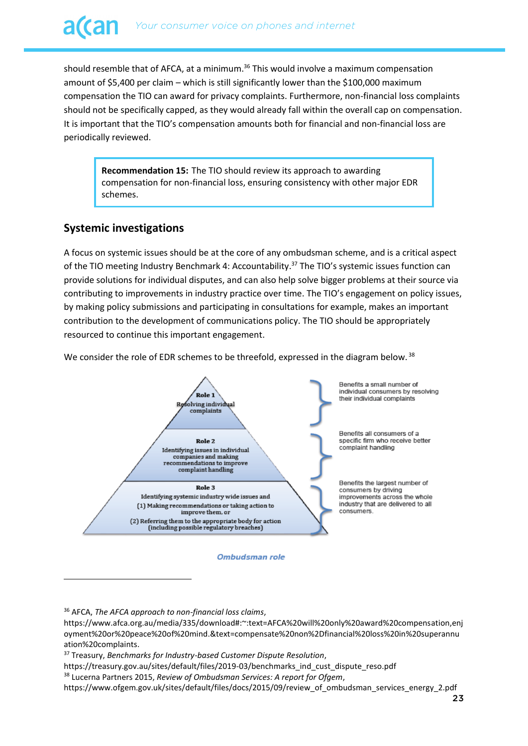should resemble that of AFCA, at a minimum.[36] This would involve a maximum compensation amount of $5,400 per claim – which is still significantly lower than the $100,000 maximum compensation the TIO can award for privacy complaints. Furthermore, non-financial loss complaints should not be specifically capped, as they would already fall within the overall cap on compensation. It is important that the TIO's compensation amounts both for financial and non-financial loss are periodically reviewed.

> **Recommendation 15:** The TIO should review its approach to awarding compensation for non-financial loss, ensuring consistency with other major EDR schemes.

## Systemic investigations

A focus on systemic issues should be at the core of any ombudsman scheme, and is a critical aspect of the TIO meeting Industry Benchmark 4: Accountability.[37] The TIO's systemic issues function can provide solutions for individual disputes, and can also help solve bigger problems at their source via contributing to improvements in industry practice over time. The TIO's engagement on policy issues, by making policy submissions and participating in consultations for example, makes an important contribution to the development of communications policy. The TIO should be appropriately resourced to continue this important engagement.

We consider the role of EDR schemes to be threefold, expressed in the diagram below.[38]

**Role 1**
Resolving individual complaints

Benefits a small number of individual consumers by resolving their individual complaints

**Role 2**
Identifying issues in individual companies and making recommendations to improve complaint handling

Benefits all consumers of a specific firm who receive better complaint handling

**Role 3**
Identifying systemic industry wide issues and
(1) Making recommendations or taking action to improve them, or
(2) Referring them to the appropriate body for action (including possible regulatory breaches)

Benefits the largest number of consumers by driving improvements across the whole industry that are delivered to all consumers.

*Ombudsman role*

---

[36] AFCA, *The AFCA approach to non-financial loss claims*, https://www.afca.org.au/media/335/download#:~:text=AFCA%20will%20only%20award%20compensation,enjoyment%20or%20peace%20of%20mind.&text=compensate%20non%2Dfinancial%20loss%20in%20superannuation%20complaints.

[37] Treasury, *Benchmarks for Industry-based Customer Dispute Resolution*, https://treasury.gov.au/sites/default/files/2019-03/benchmarks_ind_cust_dispute_reso.pdf

[38] Lucerna Partners 2015, *Review of Ombudsman Services: A report for Ofgem*, https://www.ofgem.gov.uk/sites/default/files/docs/2015/09/review_of_ombudsman_services_energy_2.pdf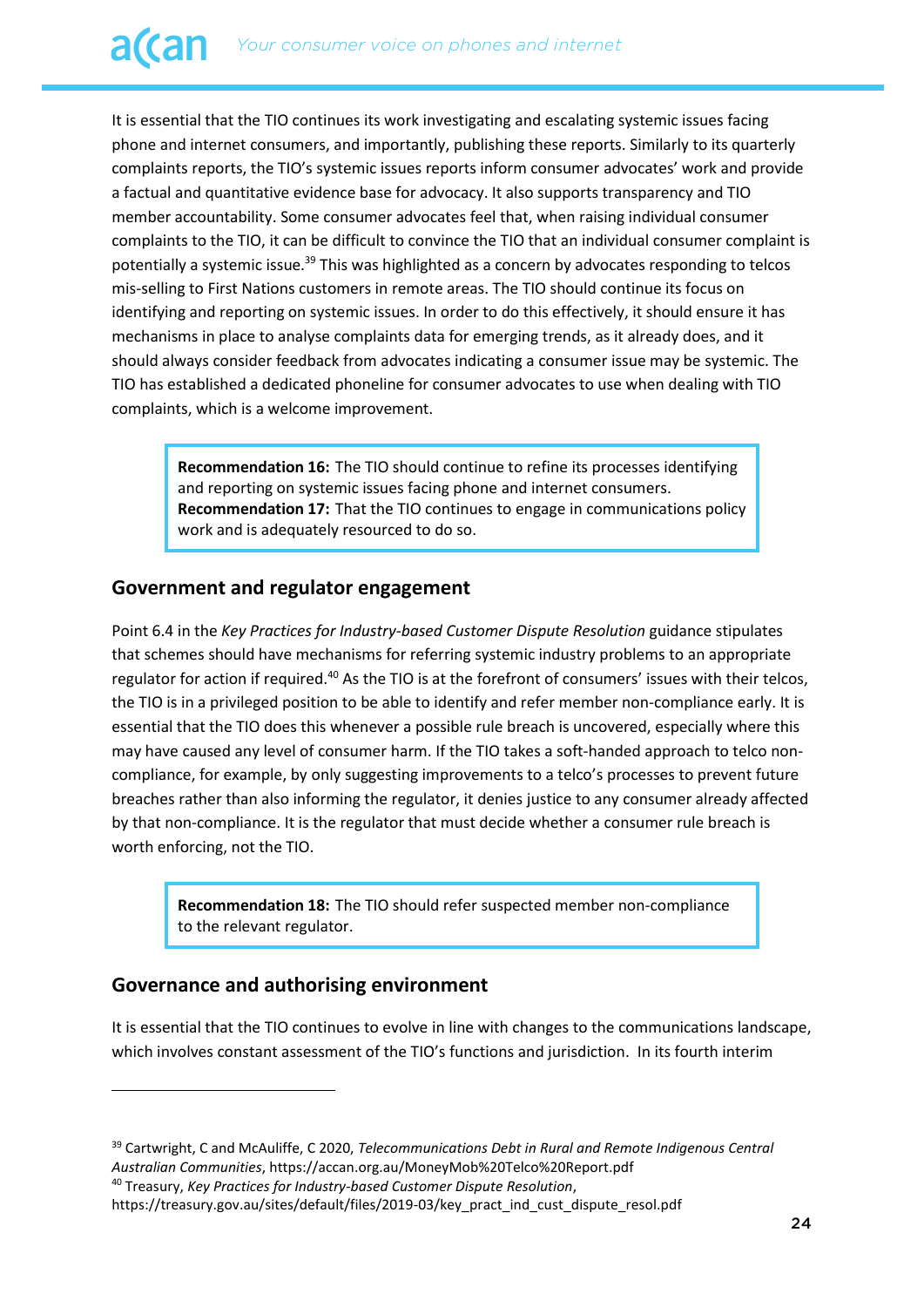It is essential that the TIO continues its work investigating and escalating systemic issues facing phone and internet consumers, and importantly, publishing these reports. Similarly to its quarterly complaints reports, the TIO's systemic issues reports inform consumer advocates' work and provide a factual and quantitative evidence base for advocacy. It also supports transparency and TIO member accountability. Some consumer advocates feel that, when raising individual consumer complaints to the TIO, it can be difficult to convince the TIO that an individual consumer complaint is potentially a systemic issue.[39] This was highlighted as a concern by advocates responding to telcos mis-selling to First Nations customers in remote areas. The TIO should continue its focus on identifying and reporting on systemic issues. In order to do this effectively, it should ensure it has mechanisms in place to analyse complaints data for emerging trends, as it already does, and it should always consider feedback from advocates indicating a consumer issue may be systemic. The TIO has established a dedicated phoneline for consumer advocates to use when dealing with TIO complaints, which is a welcome improvement.

> **Recommendation 16:** The TIO should continue to refine its processes identifying and reporting on systemic issues facing phone and internet consumers.
> **Recommendation 17:** That the TIO continues to engage in communications policy work and is adequately resourced to do so.

## Government and regulator engagement

Point 6.4 in the *Key Practices for Industry-based Customer Dispute Resolution* guidance stipulates that schemes should have mechanisms for referring systemic industry problems to an appropriate regulator for action if required.[40] As the TIO is at the forefront of consumers' issues with their telcos, the TIO is in a privileged position to be able to identify and refer member non-compliance early. It is essential that the TIO does this whenever a possible rule breach is uncovered, especially where this may have caused any level of consumer harm. If the TIO takes a soft-handed approach to telco non-compliance, for example, by only suggesting improvements to a telco's processes to prevent future breaches rather than also informing the regulator, it denies justice to any consumer already affected by that non-compliance. It is the regulator that must decide whether a consumer rule breach is worth enforcing, not the TIO.

> **Recommendation 18:** The TIO should refer suspected member non-compliance to the relevant regulator.

## Governance and authorising environment

It is essential that the TIO continues to evolve in line with changes to the communications landscape, which involves constant assessment of the TIO's functions and jurisdiction. In its fourth interim

---

[39] Cartwright, C and McAuliffe, C 2020, *Telecommunications Debt in Rural and Remote Indigenous Central Australian Communities*, https://accan.org.au/MoneyMob%20Telco%20Report.pdf

[40] Treasury, *Key Practices for Industry-based Customer Dispute Resolution*, https://treasury.gov.au/sites/default/files/2019-03/key_pract_ind_cust_dispute_resol.pdf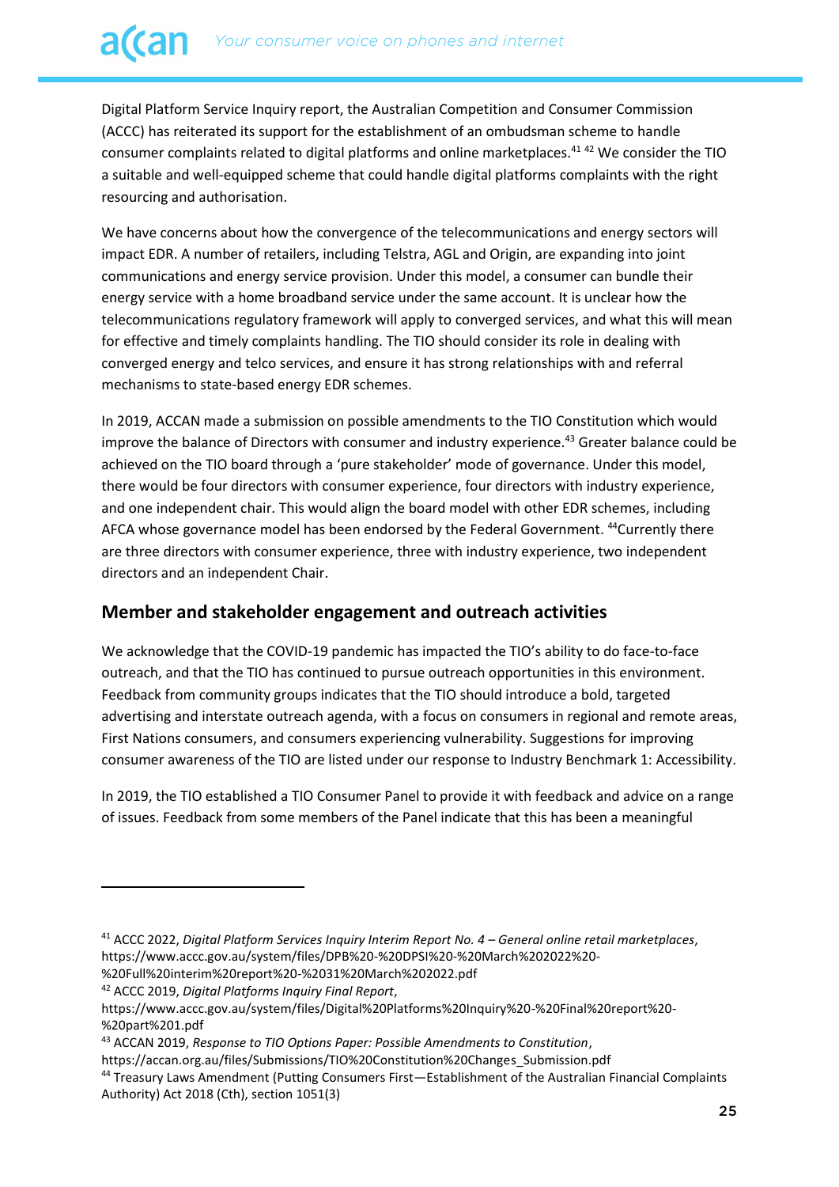Digital Platform Service Inquiry report, the Australian Competition and Consumer Commission (ACCC) has reiterated its support for the establishment of an ombudsman scheme to handle consumer complaints related to digital platforms and online marketplaces.[41] [42] We consider the TIO a suitable and well-equipped scheme that could handle digital platforms complaints with the right resourcing and authorisation.

We have concerns about how the convergence of the telecommunications and energy sectors will impact EDR. A number of retailers, including Telstra, AGL and Origin, are expanding into joint communications and energy service provision. Under this model, a consumer can bundle their energy service with a home broadband service under the same account. It is unclear how the telecommunications regulatory framework will apply to converged services, and what this will mean for effective and timely complaints handling. The TIO should consider its role in dealing with converged energy and telco services, and ensure it has strong relationships with and referral mechanisms to state-based energy EDR schemes.

In 2019, ACCAN made a submission on possible amendments to the TIO Constitution which would improve the balance of Directors with consumer and industry experience.[43] Greater balance could be achieved on the TIO board through a 'pure stakeholder' mode of governance. Under this model, there would be four directors with consumer experience, four directors with industry experience, and one independent chair. This would align the board model with other EDR schemes, including AFCA whose governance model has been endorsed by the Federal Government. [44]Currently there are three directors with consumer experience, three with industry experience, two independent directors and an independent Chair.

## Member and stakeholder engagement and outreach activities

We acknowledge that the COVID-19 pandemic has impacted the TIO's ability to do face-to-face outreach, and that the TIO has continued to pursue outreach opportunities in this environment. Feedback from community groups indicates that the TIO should introduce a bold, targeted advertising and interstate outreach agenda, with a focus on consumers in regional and remote areas, First Nations consumers, and consumers experiencing vulnerability. Suggestions for improving consumer awareness of the TIO are listed under our response to Industry Benchmark 1: Accessibility.

In 2019, the TIO established a TIO Consumer Panel to provide it with feedback and advice on a range of issues. Feedback from some members of the Panel indicate that this has been a meaningful

---

[41] ACCC 2022, *Digital Platform Services Inquiry Interim Report No. 4 – General online retail marketplaces*, https://www.accc.gov.au/system/files/DPB%20-%20DPSI%20-%20March%202022%20-%20Full%20interim%20report%20-%2031%20March%202022.pdf

[42] ACCC 2019, *Digital Platforms Inquiry Final Report*, https://www.accc.gov.au/system/files/Digital%20Platforms%20Inquiry%20-%20Final%20report%20-%20part%201.pdf

[43] ACCAN 2019, *Response to TIO Options Paper: Possible Amendments to Constitution*, https://accan.org.au/files/Submissions/TIO%20Constitution%20Changes_Submission.pdf

[44] Treasury Laws Amendment (Putting Consumers First—Establishment of the Australian Financial Complaints Authority) Act 2018 (Cth), section 1051(3)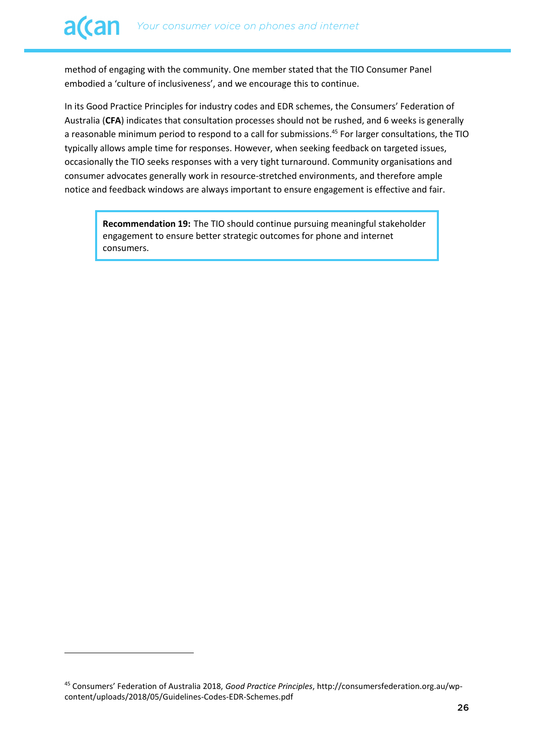method of engaging with the community. One member stated that the TIO Consumer Panel embodied a 'culture of inclusiveness', and we encourage this to continue.

In its Good Practice Principles for industry codes and EDR schemes, the Consumers' Federation of Australia (**CFA**) indicates that consultation processes should not be rushed, and 6 weeks is generally a reasonable minimum period to respond to a call for submissions.[45] For larger consultations, the TIO typically allows ample time for responses. However, when seeking feedback on targeted issues, occasionally the TIO seeks responses with a very tight turnaround. Community organisations and consumer advocates generally work in resource-stretched environments, and therefore ample notice and feedback windows are always important to ensure engagement is effective and fair.

> **Recommendation 19:** The TIO should continue pursuing meaningful stakeholder engagement to ensure better strategic outcomes for phone and internet consumers.

---

[45] Consumers' Federation of Australia 2018, *Good Practice Principles*, http://consumersfederation.org.au/wp-content/uploads/2018/05/Guidelines-Codes-EDR-Schemes.pdf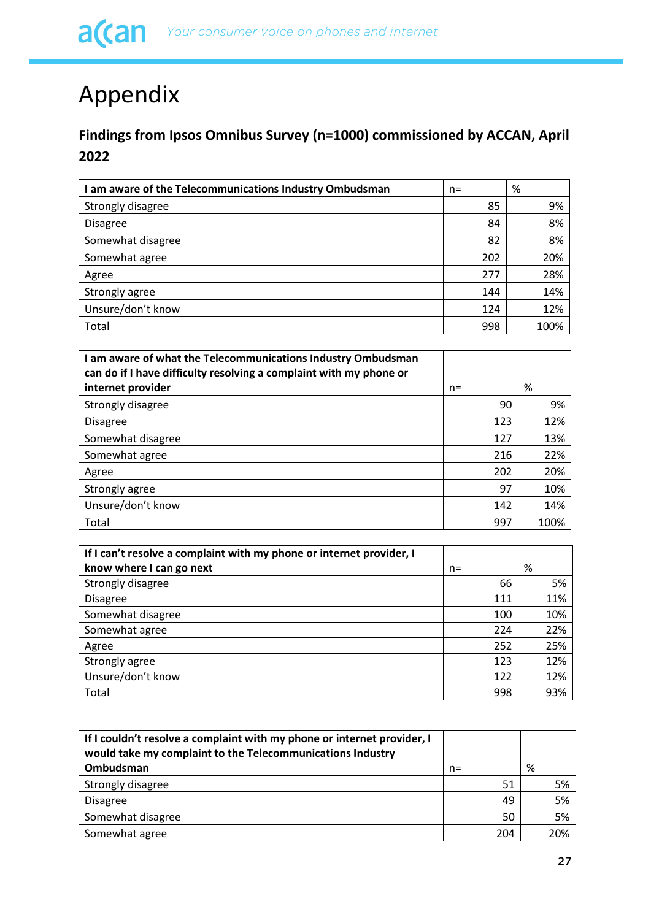# Appendix

## Findings from Ipsos Omnibus Survey (n=1000) commissioned by ACCAN, April 2022

| I am aware of the Telecommunications Industry Ombudsman | n= | % |
|---|---|---|
| Strongly disagree | 85 | 9% |
| Disagree | 84 | 8% |
| Somewhat disagree | 82 | 8% |
| Somewhat agree | 202 | 20% |
| Agree | 277 | 28% |
| Strongly agree | 144 | 14% |
| Unsure/don't know | 124 | 12% |
| Total | 998 | 100% |

| I am aware of what the Telecommunications Industry Ombudsman can do if I have difficulty resolving a complaint with my phone or internet provider | n= | % |
|---|---|---|
| Strongly disagree | 90 | 9% |
| Disagree | 123 | 12% |
| Somewhat disagree | 127 | 13% |
| Somewhat agree | 216 | 22% |
| Agree | 202 | 20% |
| Strongly agree | 97 | 10% |
| Unsure/don't know | 142 | 14% |
| Total | 997 | 100% |

| If I can't resolve a complaint with my phone or internet provider, I know where I can go next | n= | % |
|---|---|---|
| Strongly disagree | 66 | 5% |
| Disagree | 111 | 11% |
| Somewhat disagree | 100 | 10% |
| Somewhat agree | 224 | 22% |
| Agree | 252 | 25% |
| Strongly agree | 123 | 12% |
| Unsure/don't know | 122 | 12% |
| Total | 998 | 93% |

| If I couldn't resolve a complaint with my phone or internet provider, I would take my complaint to the Telecommunications Industry Ombudsman | n= | % |
|---|---|---|
| Strongly disagree | 51 | 5% |
| Disagree | 49 | 5% |
| Somewhat disagree | 50 | 5% |
| Somewhat agree | 204 | 20% |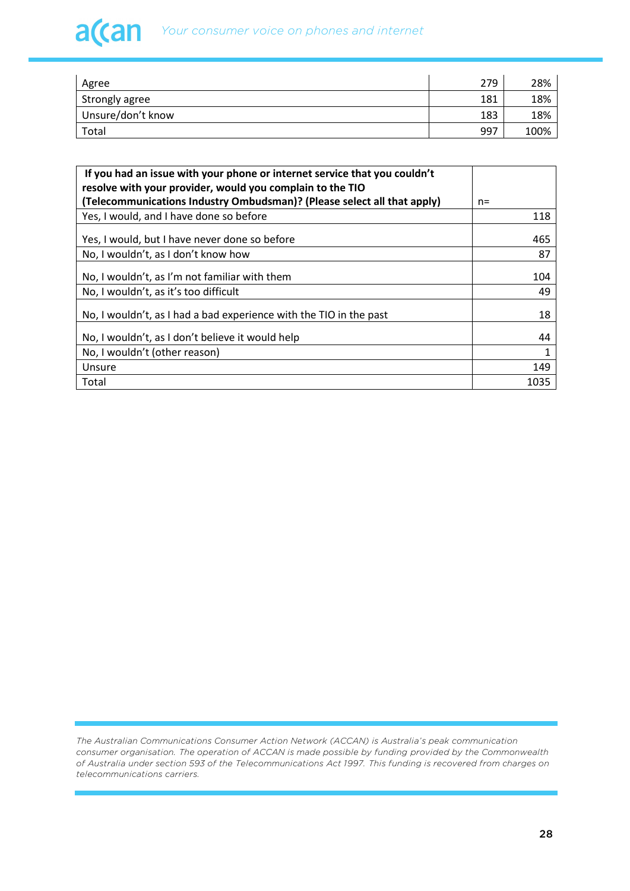| | | |
|---|---|---|
| Agree | 279 | 28% |
| Strongly agree | 181 | 18% |
| Unsure/don't know | 183 | 18% |
| Total | 997 | 100% |

| If you had an issue with your phone or internet service that you couldn't resolve with your provider, would you complain to the TIO (Telecommunications Industry Ombudsman)? (Please select all that apply) | n= |
|---|---|
| Yes, I would, and I have done so before | 118 |
| Yes, I would, but I have never done so before | 465 |
| No, I wouldn't, as I don't know how | 87 |
| No, I wouldn't, as I'm not familiar with them | 104 |
| No, I wouldn't, as it's too difficult | 49 |
| No, I wouldn't, as I had a bad experience with the TIO in the past | 18 |
| No, I wouldn't, as I don't believe it would help | 44 |
| No, I wouldn't (other reason) | 1 |
| Unsure | 149 |
| Total | 1035 |

*The Australian Communications Consumer Action Network (ACCAN) is Australia's peak communication consumer organisation. The operation of ACCAN is made possible by funding provided by the Commonwealth of Australia under section 593 of the Telecommunications Act 1997. This funding is recovered from charges on telecommunications carriers.*